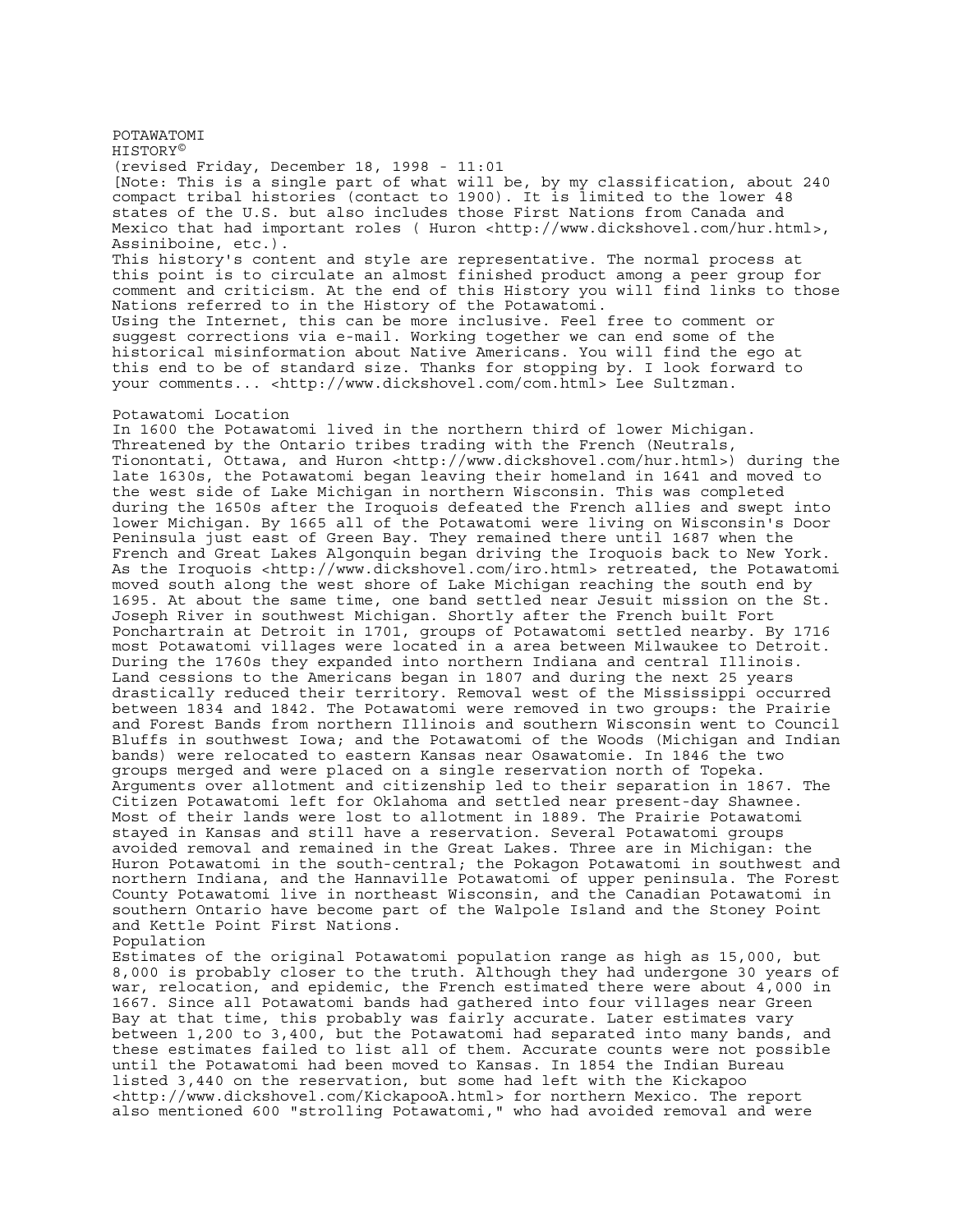# POTAWATOMI HISTORY©

(revised Friday, December 18, 1998 - 11:01

[Note: This is a single part of what will be, by my classification, about 240 compact tribal histories (contact to 1900). It is limited to the lower 48 states of the U.S. but also includes those First Nations from Canada and Mexico that had important roles ( Huron <http://www.dickshovel.com/hur.html>, Assiniboine, etc.).

This history's content and style are representative. The normal process at this point is to circulate an almost finished product among a peer group for comment and criticism. At the end of this History you will find links to those Nations referred to in the History of the Potawatomi.

Using the Internet, this can be more inclusive. Feel free to comment or suggest corrections via e-mail. Working together we can end some of the historical misinformation about Native Americans. You will find the ego at this end to be of standard size. Thanks for stopping by. I look forward to your comments... <http://www.dickshovel.com/com.html> Lee Sultzman.

## Potawatomi Location

In 1600 the Potawatomi lived in the northern third of lower Michigan. Threatened by the Ontario tribes trading with the French (Neutrals, Tionontati, Ottawa, and Huron <http://www.dickshovel.com/hur.html>) during the late 1630s, the Potawatomi began leaving their homeland in 1641 and moved to the west side of Lake Michigan in northern Wisconsin. This was completed during the 1650s after the Iroquois defeated the French allies and swept into lower Michigan. By 1665 all of the Potawatomi were living on Wisconsin's Door Peninsula just east of Green Bay. They remained there until 1687 when the French and Great Lakes Algonquin began driving the Iroquois back to New York. As the Iroquois <http://www.dickshovel.com/iro.html> retreated, the Potawatomi moved south along the west shore of Lake Michigan reaching the south end by 1695. At about the same time, one band settled near Jesuit mission on the St. Joseph River in southwest Michigan. Shortly after the French built Fort Ponchartrain at Detroit in 1701, groups of Potawatomi settled nearby. By 1716 most Potawatomi villages were located in a area between Milwaukee to Detroit. During the 1760s they expanded into northern Indiana and central Illinois. Land cessions to the Americans began in 1807 and during the next 25 years drastically reduced their territory. Removal west of the Mississippi occurred between 1834 and 1842. The Potawatomi were removed in two groups: the Prairie and Forest Bands from northern Illinois and southern Wisconsin went to Council Bluffs in southwest Iowa; and the Potawatomi of the Woods (Michigan and Indian bands) were relocated to eastern Kansas near Osawatomie. In 1846 the two groups merged and were placed on a single reservation north of Topeka. Arguments over allotment and citizenship led to their separation in 1867. The Citizen Potawatomi left for Oklahoma and settled near present-day Shawnee. Most of their lands were lost to allotment in 1889. The Prairie Potawatomi stayed in Kansas and still have a reservation. Several Potawatomi groups avoided removal and remained in the Great Lakes. Three are in Michigan: the Huron Potawatomi in the south-central; the Pokagon Potawatomi in southwest and northern Indiana, and the Hannaville Potawatomi of upper peninsula. The Forest County Potawatomi live in northeast Wisconsin, and the Canadian Potawatomi in southern Ontario have become part of the Walpole Island and the Stoney Point and Kettle Point First Nations.

## Population

Estimates of the original Potawatomi population range as high as 15,000, but 8,000 is probably closer to the truth. Although they had undergone 30 years of war, relocation, and epidemic, the French estimated there were about 4,000 in 1667. Since all Potawatomi bands had gathered into four villages near Green Bay at that time, this probably was fairly accurate. Later estimates vary between 1,200 to 3,400, but the Potawatomi had separated into many bands, and these estimates failed to list all of them. Accurate counts were not possible until the Potawatomi had been moved to Kansas. In 1854 the Indian Bureau listed 3,440 on the reservation, but some had left with the Kickapoo <http://www.dickshovel.com/KickapooA.html> for northern Mexico. The report also mentioned 600 "strolling Potawatomi," who had avoided removal and were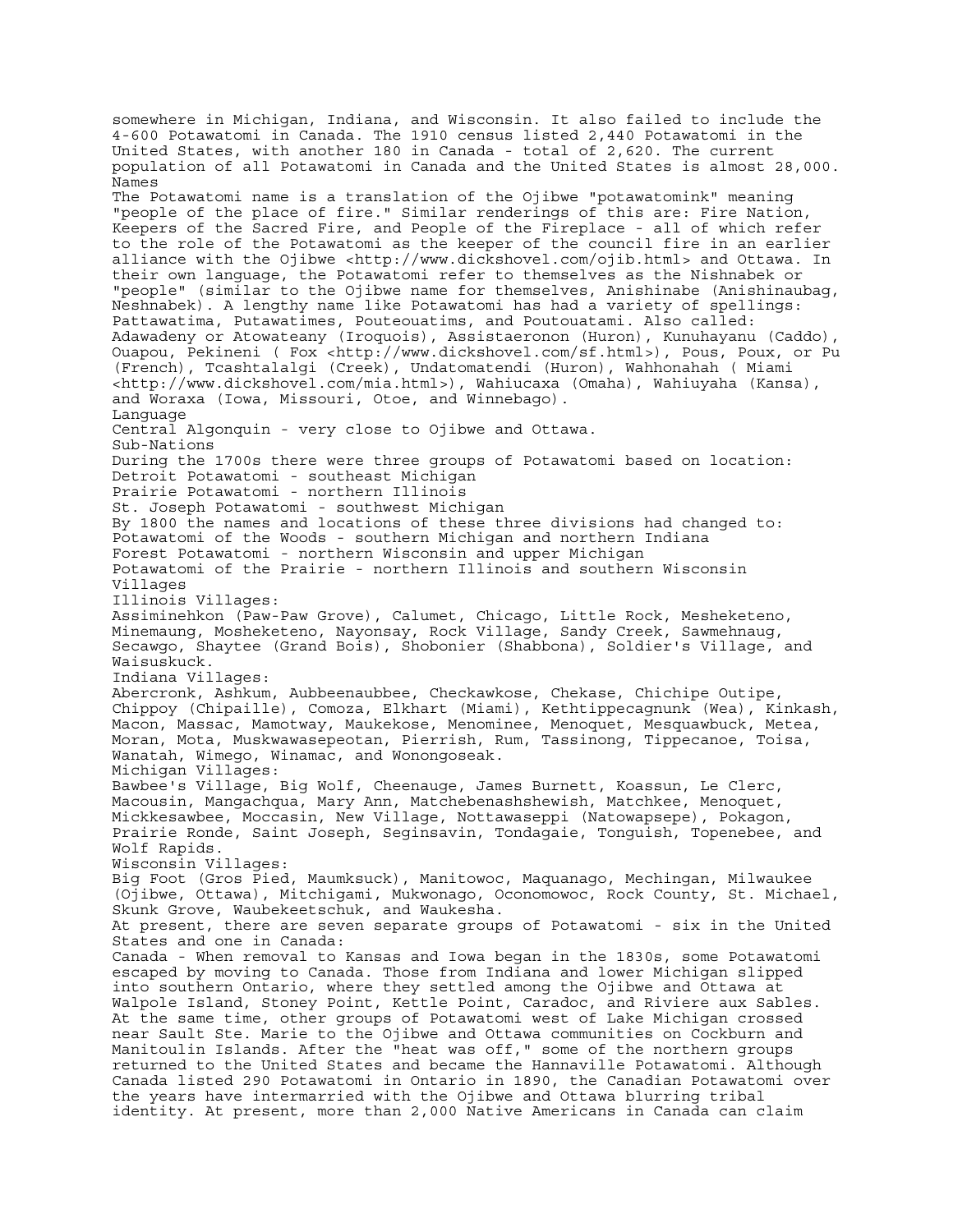somewhere in Michigan, Indiana, and Wisconsin. It also failed to include the 4-600 Potawatomi in Canada. The 1910 census listed 2,440 Potawatomi in the United States, with another 180 in Canada - total of 2,620. The current population of all Potawatomi in Canada and the United States is almost 28,000.

## Names

The Potawatomi name is a translation of the Ojibwe "potawatomink" meaning "people of the place of fire." Similar renderings of this are: Fire Nation, Keepers of the Sacred Fire, and People of the Fireplace - all of which refer to the role of the Potawatomi as the keeper of the council fire in an earlier alliance with the Ojibwe <http://www.dickshovel.com/ojib.html> and Ottawa. In their own language, the Potawatomi refer to themselves as the Nishnabek or "people" (similar to the Ojibwe name for themselves, Anishinabe (Anishinaubag, Neshnabek). A lengthy name like Potawatomi has had a variety of spellings: Pattawatima, Putawatimes, Pouteouatims, and Poutouatami. Also called: Adawadeny or Atowateany (Iroquois), Assistaeronon (Huron), Kunuhayanu (Caddo), Ouapou, Pekineni ( Fox <http://www.dickshovel.com/sf.html>), Pous, Poux, or Pu (French), Tcashtalalgi (Creek), Undatomatendi (Huron), Wahhonahah ( Miami <http://www.dickshovel.com/mia.html>), Wahiucaxa (Omaha), Wahiuyaha (Kansa), and Woraxa (Iowa, Missouri, Otoe, and Winnebago).

## Language

Central Algonquin - very close to Ojibwe and Ottawa.

## Sub-Nations

During the 1700s there were three groups of Potawatomi based on location:

Detroit Potawatomi - southeast Michigan
Prairie Potawatomi - northern Illinois
St. Joseph Potawatomi - southwest Michigan

By 1800 the names and locations of these three divisions had changed to:

Potawatomi of the Woods - southern Michigan and northern Indiana
Forest Potawatomi - northern Wisconsin and upper Michigan
Potawatomi of the Prairie - northern Illinois and southern Wisconsin

## Villages

Illinois Villages:
Assiminehkon (Paw-Paw Grove), Calumet, Chicago, Little Rock, Mesheketeno, Minemaung, Mosheketeno, Nayonsay, Rock Village, Sandy Creek, Sawmehnaug, Secawgo, Shaytee (Grand Bois), Shobonier (Shabbona), Soldier's Village, and Waisuskuck.

Indiana Villages:
Abercronk, Ashkum, Aubbeenaubbee, Checkawkose, Chekase, Chichipe Outipe, Chippoy (Chipaille), Comoza, Elkhart (Miami), Kethtippecagnunk (Wea), Kinkash, Macon, Massac, Mamotway, Maukekose, Menominee, Menoquet, Mesquawbuck, Metea, Moran, Mota, Muskwawasepeotan, Pierrish, Rum, Tassinong, Tippecanoe, Toisa, Wanatah, Wimego, Winamac, and Wonongoseak.

Michigan Villages:
Bawbee's Village, Big Wolf, Cheenauge, James Burnett, Koassun, Le Clerc, Macousin, Mangachqua, Mary Ann, Matchebenashshewish, Matchkee, Menoquet, Mickkesawbee, Moccasin, New Village, Nottawaseppi (Natowapsepe), Pokagon, Prairie Ronde, Saint Joseph, Seginsavin, Tondagaie, Tonguish, Topenebee, and Wolf Rapids.

Wisconsin Villages:
Big Foot (Gros Pied, Maumksuck), Manitowoc, Maquanago, Mechingan, Milwaukee (Ojibwe, Ottawa), Mitchigami, Mukwonago, Oconomowoc, Rock County, St. Michael, Skunk Grove, Waubekeetschuk, and Waukesha.

At present, there are seven separate groups of Potawatomi - six in the United States and one in Canada:

Canada - When removal to Kansas and Iowa began in the 1830s, some Potawatomi escaped by moving to Canada. Those from Indiana and lower Michigan slipped into southern Ontario, where they settled among the Ojibwe and Ottawa at Walpole Island, Stoney Point, Kettle Point, Caradoc, and Riviere aux Sables. At the same time, other groups of Potawatomi west of Lake Michigan crossed near Sault Ste. Marie to the Ojibwe and Ottawa communities on Cockburn and Manitoulin Islands. After the "heat was off," some of the northern groups returned to the United States and became the Hannaville Potawatomi. Although Canada listed 290 Potawatomi in Ontario in 1890, the Canadian Potawatomi over the years have intermarried with the Ojibwe and Ottawa blurring tribal identity. At present, more than 2,000 Native Americans in Canada can claim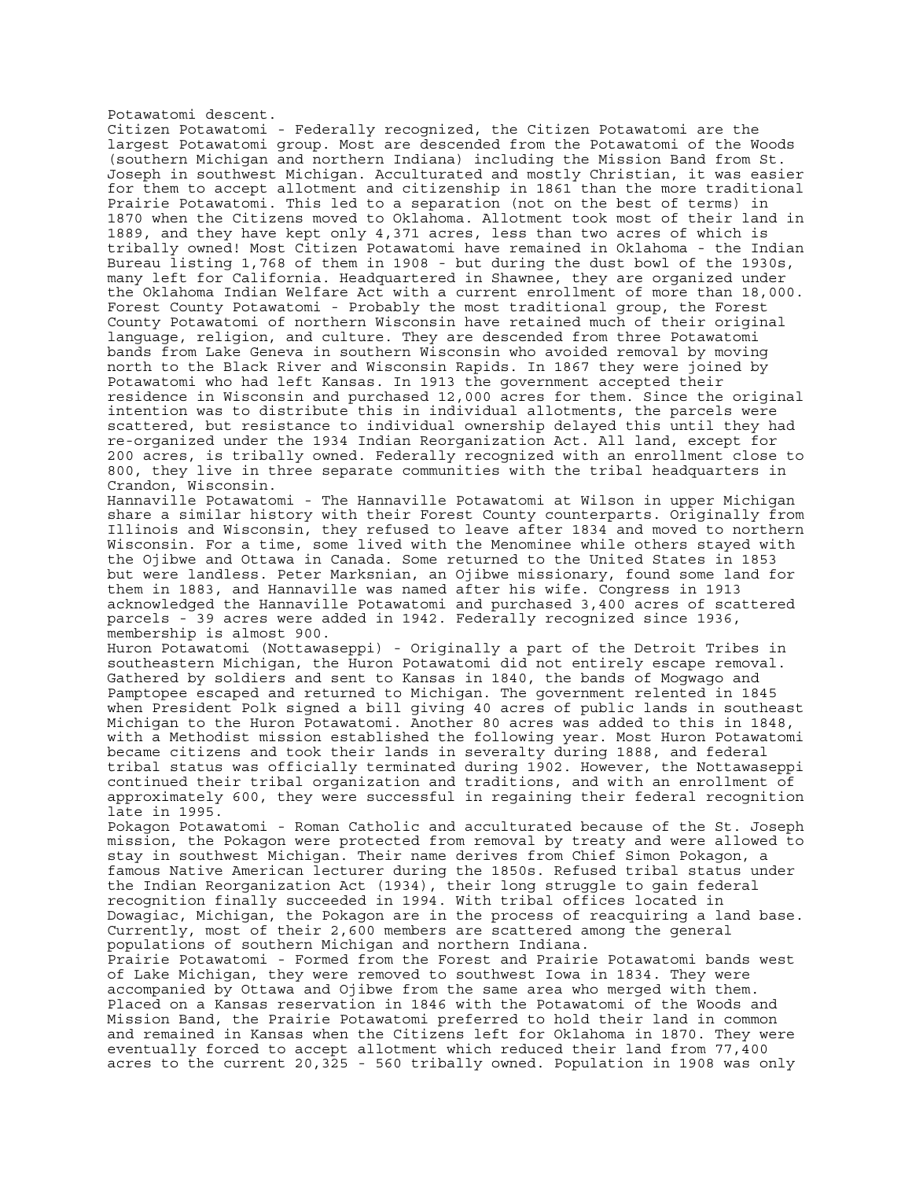Potawatomi descent.

Citizen Potawatomi - Federally recognized, the Citizen Potawatomi are the largest Potawatomi group. Most are descended from the Potawatomi of the Woods (southern Michigan and northern Indiana) including the Mission Band from St. Joseph in southwest Michigan. Acculturated and mostly Christian, it was easier for them to accept allotment and citizenship in 1861 than the more traditional Prairie Potawatomi. This led to a separation (not on the best of terms) in 1870 when the Citizens moved to Oklahoma. Allotment took most of their land in 1889, and they have kept only 4,371 acres, less than two acres of which is tribally owned! Most Citizen Potawatomi have remained in Oklahoma - the Indian Bureau listing 1,768 of them in 1908 - but during the dust bowl of the 1930s, many left for California. Headquartered in Shawnee, they are organized under the Oklahoma Indian Welfare Act with a current enrollment of more than 18,000.

Forest County Potawatomi - Probably the most traditional group, the Forest County Potawatomi of northern Wisconsin have retained much of their original language, religion, and culture. They are descended from three Potawatomi bands from Lake Geneva in southern Wisconsin who avoided removal by moving north to the Black River and Wisconsin Rapids. In 1867 they were joined by Potawatomi who had left Kansas. In 1913 the government accepted their residence in Wisconsin and purchased 12,000 acres for them. Since the original intention was to distribute this in individual allotments, the parcels were scattered, but resistance to individual ownership delayed this until they had re-organized under the 1934 Indian Reorganization Act. All land, except for 200 acres, is tribally owned. Federally recognized with an enrollment close to 800, they live in three separate communities with the tribal headquarters in Crandon, Wisconsin.

Hannaville Potawatomi - The Hannaville Potawatomi at Wilson in upper Michigan share a similar history with their Forest County counterparts. Originally from Illinois and Wisconsin, they refused to leave after 1834 and moved to northern Wisconsin. For a time, some lived with the Menominee while others stayed with the Ojibwe and Ottawa in Canada. Some returned to the United States in 1853 but were landless. Peter Marksnian, an Ojibwe missionary, found some land for them in 1883, and Hannaville was named after his wife. Congress in 1913 acknowledged the Hannaville Potawatomi and purchased 3,400 acres of scattered parcels - 39 acres were added in 1942. Federally recognized since 1936, membership is almost 900.

Huron Potawatomi (Nottawaseppi) - Originally a part of the Detroit Tribes in southeastern Michigan, the Huron Potawatomi did not entirely escape removal. Gathered by soldiers and sent to Kansas in 1840, the bands of Mogwago and Pamptopee escaped and returned to Michigan. The government relented in 1845 when President Polk signed a bill giving 40 acres of public lands in southeast Michigan to the Huron Potawatomi. Another 80 acres was added to this in 1848, with a Methodist mission established the following year. Most Huron Potawatomi became citizens and took their lands in severalty during 1888, and federal tribal status was officially terminated during 1902. However, the Nottawaseppi continued their tribal organization and traditions, and with an enrollment of approximately 600, they were successful in regaining their federal recognition late in 1995.

Pokagon Potawatomi - Roman Catholic and acculturated because of the St. Joseph mission, the Pokagon were protected from removal by treaty and were allowed to stay in southwest Michigan. Their name derives from Chief Simon Pokagon, a famous Native American lecturer during the 1850s. Refused tribal status under the Indian Reorganization Act (1934), their long struggle to gain federal recognition finally succeeded in 1994. With tribal offices located in Dowagiac, Michigan, the Pokagon are in the process of reacquiring a land base. Currently, most of their 2,600 members are scattered among the general populations of southern Michigan and northern Indiana.

Prairie Potawatomi - Formed from the Forest and Prairie Potawatomi bands west of Lake Michigan, they were removed to southwest Iowa in 1834. They were accompanied by Ottawa and Ojibwe from the same area who merged with them. Placed on a Kansas reservation in 1846 with the Potawatomi of the Woods and Mission Band, the Prairie Potawatomi preferred to hold their land in common and remained in Kansas when the Citizens left for Oklahoma in 1870. They were eventually forced to accept allotment which reduced their land from 77,400 acres to the current 20,325 - 560 tribally owned. Population in 1908 was only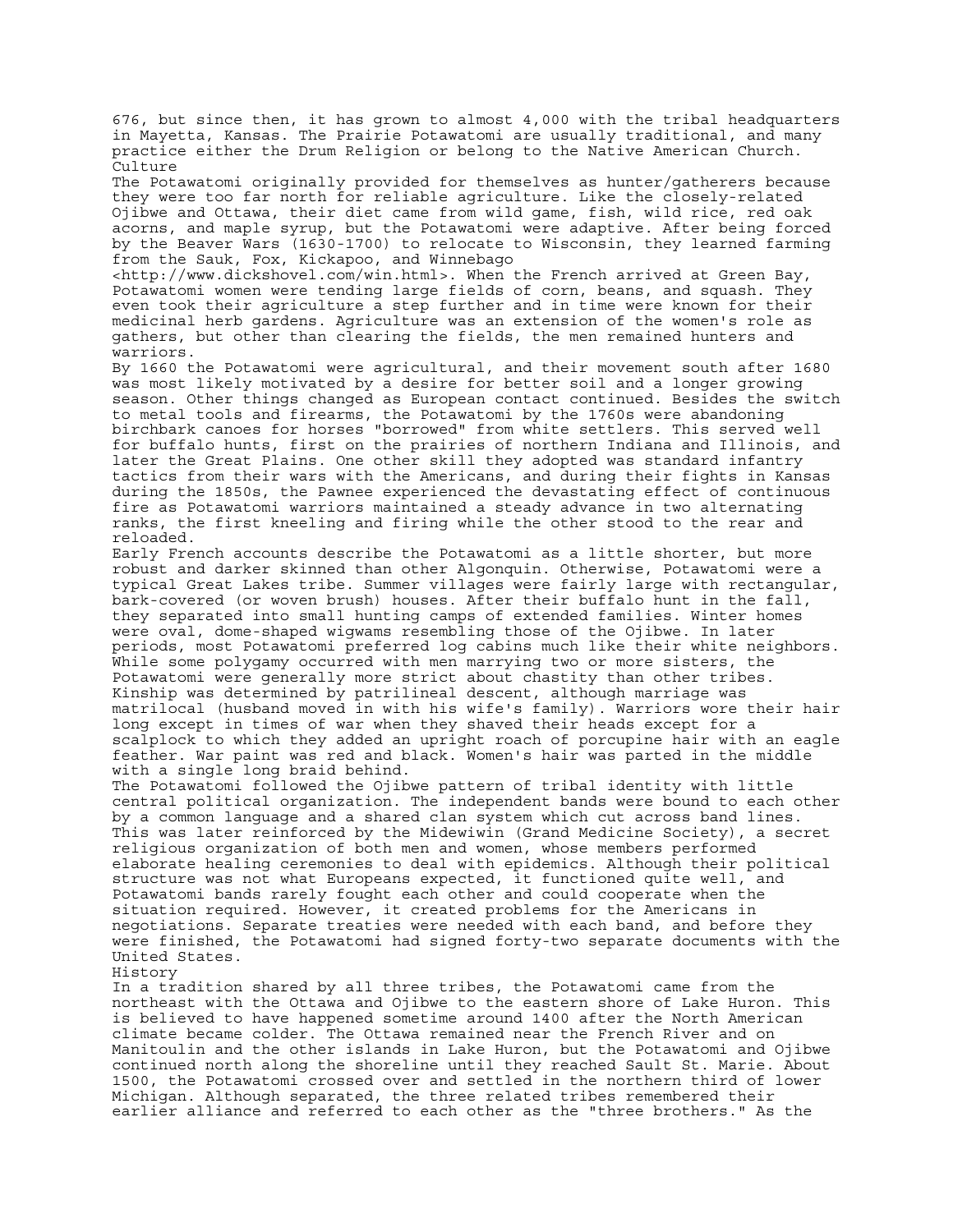676, but since then, it has grown to almost 4,000 with the tribal headquarters in Mayetta, Kansas. The Prairie Potawatomi are usually traditional, and many practice either the Drum Religion or belong to the Native American Church.

## Culture

The Potawatomi originally provided for themselves as hunter/gatherers because they were too far north for reliable agriculture. Like the closely-related Ojibwe and Ottawa, their diet came from wild game, fish, wild rice, red oak acorns, and maple syrup, but the Potawatomi were adaptive. After being forced by the Beaver Wars (1630-1700) to relocate to Wisconsin, they learned farming from the Sauk, Fox, Kickapoo, and Winnebago <http://www.dickshovel.com/win.html>. When the French arrived at Green Bay, Potawatomi women were tending large fields of corn, beans, and squash. They even took their agriculture a step further and in time were known for their medicinal herb gardens. Agriculture was an extension of the women's role as gathers, but other than clearing the fields, the men remained hunters and warriors.

By 1660 the Potawatomi were agricultural, and their movement south after 1680 was most likely motivated by a desire for better soil and a longer growing season. Other things changed as European contact continued. Besides the switch to metal tools and firearms, the Potawatomi by the 1760s were abandoning birchbark canoes for horses "borrowed" from white settlers. This served well for buffalo hunts, first on the prairies of northern Indiana and Illinois, and later the Great Plains. One other skill they adopted was standard infantry tactics from their wars with the Americans, and during their fights in Kansas during the 1850s, the Pawnee experienced the devastating effect of continuous fire as Potawatomi warriors maintained a steady advance in two alternating ranks, the first kneeling and firing while the other stood to the rear and reloaded.

Early French accounts describe the Potawatomi as a little shorter, but more robust and darker skinned than other Algonquin. Otherwise, Potawatomi were a typical Great Lakes tribe. Summer villages were fairly large with rectangular, bark-covered (or woven brush) houses. After their buffalo hunt in the fall, they separated into small hunting camps of extended families. Winter homes were oval, dome-shaped wigwams resembling those of the Ojibwe. In later periods, most Potawatomi preferred log cabins much like their white neighbors. While some polygamy occurred with men marrying two or more sisters, the Potawatomi were generally more strict about chastity than other tribes. Kinship was determined by patrilineal descent, although marriage was matrilocal (husband moved in with his wife's family). Warriors wore their hair long except in times of war when they shaved their heads except for a scalplock to which they added an upright roach of porcupine hair with an eagle feather. War paint was red and black. Women's hair was parted in the middle with a single long braid behind.

The Potawatomi followed the Ojibwe pattern of tribal identity with little central political organization. The independent bands were bound to each other by a common language and a shared clan system which cut across band lines. This was later reinforced by the Midewiwin (Grand Medicine Society), a secret religious organization of both men and women, whose members performed elaborate healing ceremonies to deal with epidemics. Although their political structure was not what Europeans expected, it functioned quite well, and Potawatomi bands rarely fought each other and could cooperate when the situation required. However, it created problems for the Americans in negotiations. Separate treaties were needed with each band, and before they were finished, the Potawatomi had signed forty-two separate documents with the United States.

## History

In a tradition shared by all three tribes, the Potawatomi came from the northeast with the Ottawa and Ojibwe to the eastern shore of Lake Huron. This is believed to have happened sometime around 1400 after the North American climate became colder. The Ottawa remained near the French River and on Manitoulin and the other islands in Lake Huron, but the Potawatomi and Ojibwe continued north along the shoreline until they reached Sault St. Marie. About 1500, the Potawatomi crossed over and settled in the northern third of lower Michigan. Although separated, the three related tribes remembered their earlier alliance and referred to each other as the "three brothers." As the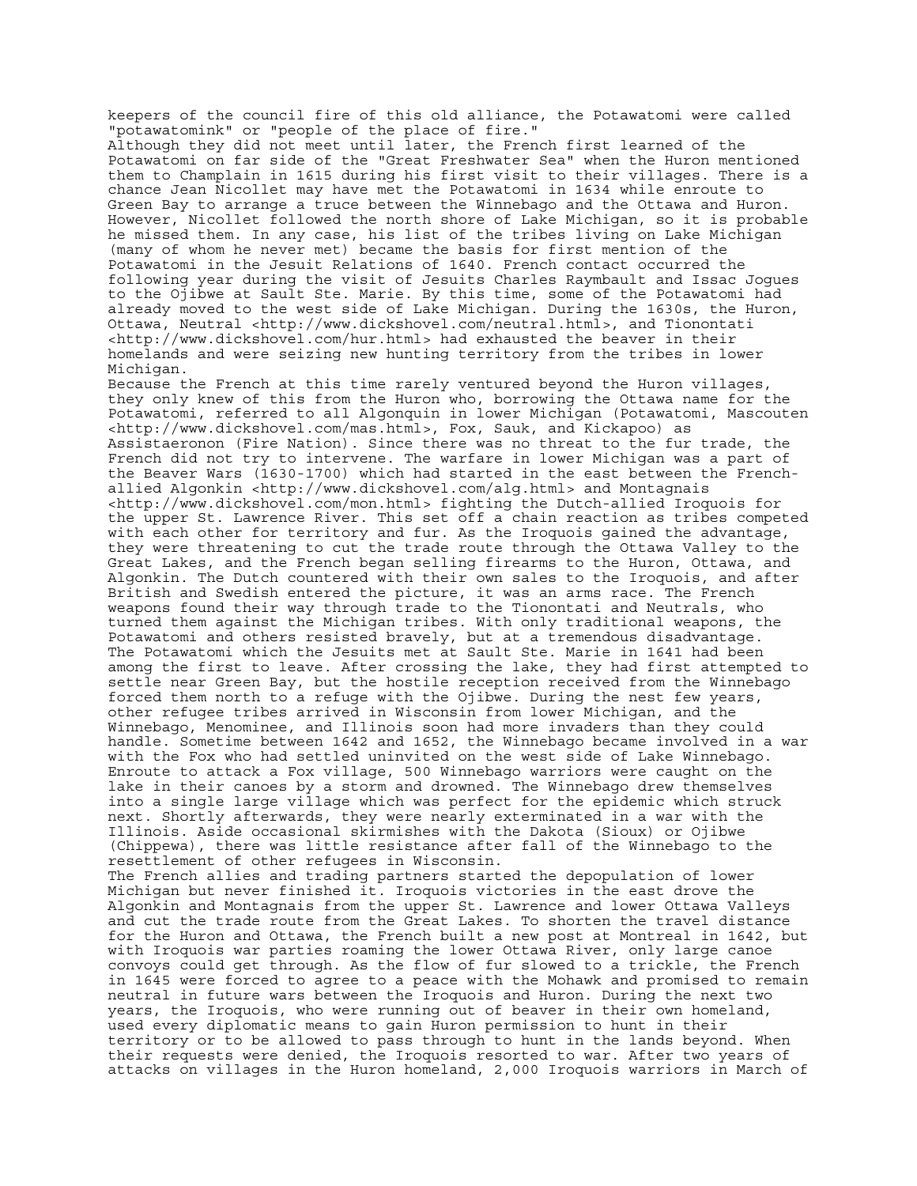keepers of the council fire of this old alliance, the Potawatomi were called "potawatomink" or "people of the place of fire."

Although they did not meet until later, the French first learned of the Potawatomi on far side of the "Great Freshwater Sea" when the Huron mentioned them to Champlain in 1615 during his first visit to their villages. There is a chance Jean Nicollet may have met the Potawatomi in 1634 while enroute to Green Bay to arrange a truce between the Winnebago and the Ottawa and Huron. However, Nicollet followed the north shore of Lake Michigan, so it is probable he missed them. In any case, his list of the tribes living on Lake Michigan (many of whom he never met) became the basis for first mention of the Potawatomi in the Jesuit Relations of 1640. French contact occurred the following year during the visit of Jesuits Charles Raymbault and Issac Jogues to the Ojibwe at Sault Ste. Marie. By this time, some of the Potawatomi had already moved to the west side of Lake Michigan. During the 1630s, the Huron, Ottawa, Neutral <http://www.dickshovel.com/neutral.html>, and Tionontati <http://www.dickshovel.com/hur.html> had exhausted the beaver in their homelands and were seizing new hunting territory from the tribes in lower Michigan.

Because the French at this time rarely ventured beyond the Huron villages, they only knew of this from the Huron who, borrowing the Ottawa name for the Potawatomi, referred to all Algonquin in lower Michigan (Potawatomi, Mascouten <http://www.dickshovel.com/mas.html>, Fox, Sauk, and Kickapoo) as Assistaeronon (Fire Nation). Since there was no threat to the fur trade, the French did not try to intervene. The warfare in lower Michigan was a part of the Beaver Wars (1630-1700) which had started in the east between the French-allied Algonkin <http://www.dickshovel.com/alg.html> and Montagnais <http://www.dickshovel.com/mon.html> fighting the Dutch-allied Iroquois for the upper St. Lawrence River. This set off a chain reaction as tribes competed with each other for territory and fur. As the Iroquois gained the advantage, they were threatening to cut the trade route through the Ottawa Valley to the Great Lakes, and the French began selling firearms to the Huron, Ottawa, and Algonkin. The Dutch countered with their own sales to the Iroquois, and after British and Swedish entered the picture, it was an arms race. The French weapons found their way through trade to the Tionontati and Neutrals, who turned them against the Michigan tribes. With only traditional weapons, the Potawatomi and others resisted bravely, but at a tremendous disadvantage.

The Potawatomi which the Jesuits met at Sault Ste. Marie in 1641 had been among the first to leave. After crossing the lake, they had first attempted to settle near Green Bay, but the hostile reception received from the Winnebago forced them north to a refuge with the Ojibwe. During the nest few years, other refugee tribes arrived in Wisconsin from lower Michigan, and the Winnebago, Menominee, and Illinois soon had more invaders than they could handle. Sometime between 1642 and 1652, the Winnebago became involved in a war with the Fox who had settled uninvited on the west side of Lake Winnebago. Enroute to attack a Fox village, 500 Winnebago warriors were caught on the lake in their canoes by a storm and drowned. The Winnebago drew themselves into a single large village which was perfect for the epidemic which struck next. Shortly afterwards, they were nearly exterminated in a war with the Illinois. Aside occasional skirmishes with the Dakota (Sioux) or Ojibwe (Chippewa), there was little resistance after fall of the Winnebago to the resettlement of other refugees in Wisconsin.

The French allies and trading partners started the depopulation of lower Michigan but never finished it. Iroquois victories in the east drove the Algonkin and Montagnais from the upper St. Lawrence and lower Ottawa Valleys and cut the trade route from the Great Lakes. To shorten the travel distance for the Huron and Ottawa, the French built a new post at Montreal in 1642, but with Iroquois war parties roaming the lower Ottawa River, only large canoe convoys could get through. As the flow of fur slowed to a trickle, the French in 1645 were forced to agree to a peace with the Mohawk and promised to remain neutral in future wars between the Iroquois and Huron. During the next two years, the Iroquois, who were running out of beaver in their own homeland, used every diplomatic means to gain Huron permission to hunt in their territory or to be allowed to pass through to hunt in the lands beyond. When their requests were denied, the Iroquois resorted to war. After two years of attacks on villages in the Huron homeland, 2,000 Iroquois warriors in March of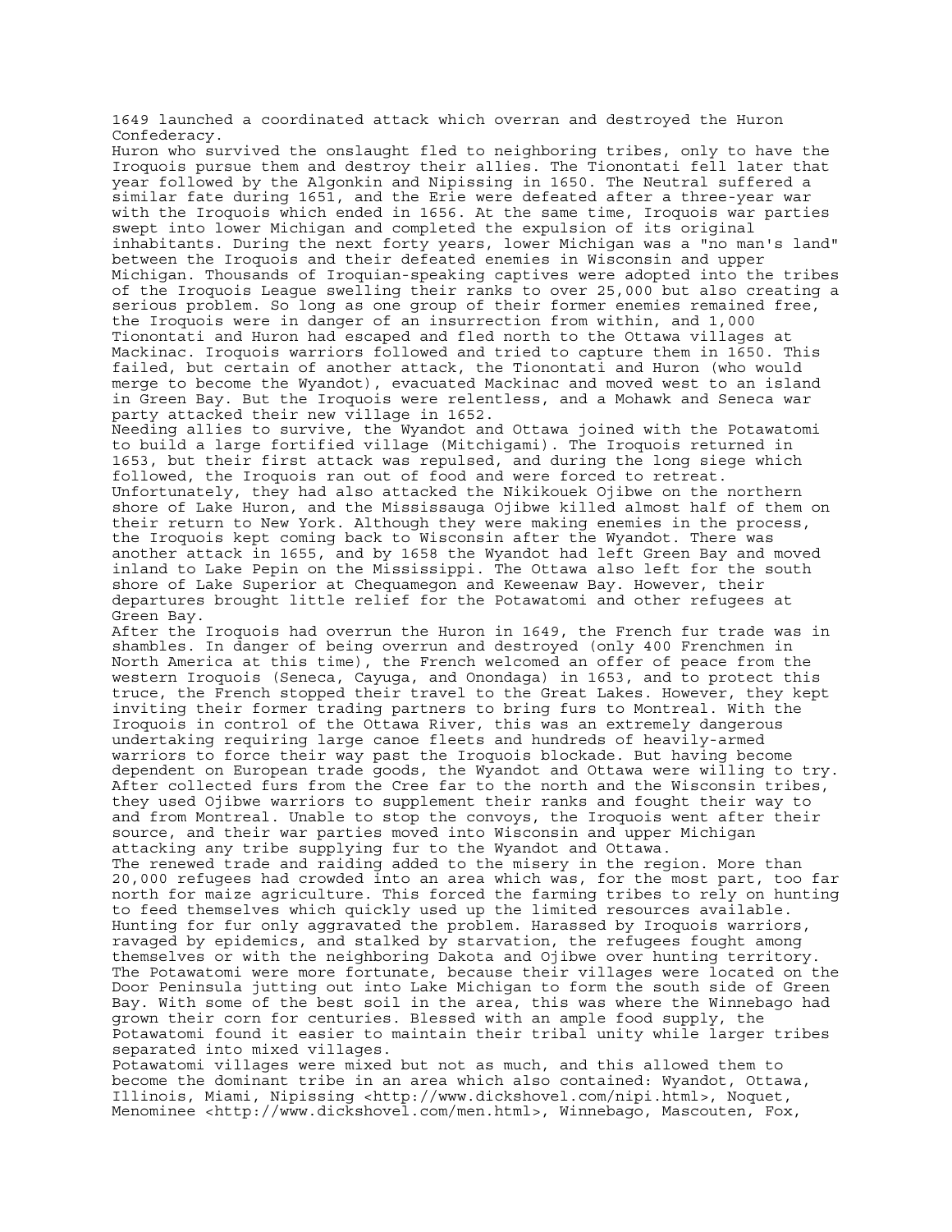1649 launched a coordinated attack which overran and destroyed the Huron Confederacy.

Huron who survived the onslaught fled to neighboring tribes, only to have the Iroquois pursue them and destroy their allies. The Tionontati fell later that year followed by the Algonkin and Nipissing in 1650. The Neutral suffered a similar fate during 1651, and the Erie were defeated after a three-year war with the Iroquois which ended in 1656. At the same time, Iroquois war parties swept into lower Michigan and completed the expulsion of its original inhabitants. During the next forty years, lower Michigan was a "no man's land" between the Iroquois and their defeated enemies in Wisconsin and upper Michigan. Thousands of Iroquian-speaking captives were adopted into the tribes of the Iroquois League swelling their ranks to over 25,000 but also creating a serious problem. So long as one group of their former enemies remained free, the Iroquois were in danger of an insurrection from within, and 1,000 Tionontati and Huron had escaped and fled north to the Ottawa villages at Mackinac. Iroquois warriors followed and tried to capture them in 1650. This failed, but certain of another attack, the Tionontati and Huron (who would merge to become the Wyandot), evacuated Mackinac and moved west to an island in Green Bay. But the Iroquois were relentless, and a Mohawk and Seneca war party attacked their new village in 1652.

Needing allies to survive, the Wyandot and Ottawa joined with the Potawatomi to build a large fortified village (Mitchigami). The Iroquois returned in 1653, but their first attack was repulsed, and during the long siege which followed, the Iroquois ran out of food and were forced to retreat. Unfortunately, they had also attacked the Nikikouek Ojibwe on the northern shore of Lake Huron, and the Mississauga Ojibwe killed almost half of them on their return to New York. Although they were making enemies in the process, the Iroquois kept coming back to Wisconsin after the Wyandot. There was another attack in 1655, and by 1658 the Wyandot had left Green Bay and moved inland to Lake Pepin on the Mississippi. The Ottawa also left for the south shore of Lake Superior at Chequamegon and Keweenaw Bay. However, their departures brought little relief for the Potawatomi and other refugees at Green Bay.

After the Iroquois had overrun the Huron in 1649, the French fur trade was in shambles. In danger of being overrun and destroyed (only 400 Frenchmen in North America at this time), the French welcomed an offer of peace from the western Iroquois (Seneca, Cayuga, and Onondaga) in 1653, and to protect this truce, the French stopped their travel to the Great Lakes. However, they kept inviting their former trading partners to bring furs to Montreal. With the Iroquois in control of the Ottawa River, this was an extremely dangerous undertaking requiring large canoe fleets and hundreds of heavily-armed warriors to force their way past the Iroquois blockade. But having become dependent on European trade goods, the Wyandot and Ottawa were willing to try. After collected furs from the Cree far to the north and the Wisconsin tribes, they used Ojibwe warriors to supplement their ranks and fought their way to and from Montreal. Unable to stop the convoys, the Iroquois went after their source, and their war parties moved into Wisconsin and upper Michigan attacking any tribe supplying fur to the Wyandot and Ottawa.

The renewed trade and raiding added to the misery in the region. More than 20,000 refugees had crowded into an area which was, for the most part, too far north for maize agriculture. This forced the farming tribes to rely on hunting to feed themselves which quickly used up the limited resources available. Hunting for fur only aggravated the problem. Harassed by Iroquois warriors, ravaged by epidemics, and stalked by starvation, the refugees fought among themselves or with the neighboring Dakota and Ojibwe over hunting territory. The Potawatomi were more fortunate, because their villages were located on the Door Peninsula jutting out into Lake Michigan to form the south side of Green Bay. With some of the best soil in the area, this was where the Winnebago had grown their corn for centuries. Blessed with an ample food supply, the Potawatomi found it easier to maintain their tribal unity while larger tribes separated into mixed villages.

Potawatomi villages were mixed but not as much, and this allowed them to become the dominant tribe in an area which also contained: Wyandot, Ottawa, Illinois, Miami, Nipissing <http://www.dickshovel.com/nipi.html>, Noquet, Menominee <http://www.dickshovel.com/men.html>, Winnebago, Mascouten, Fox,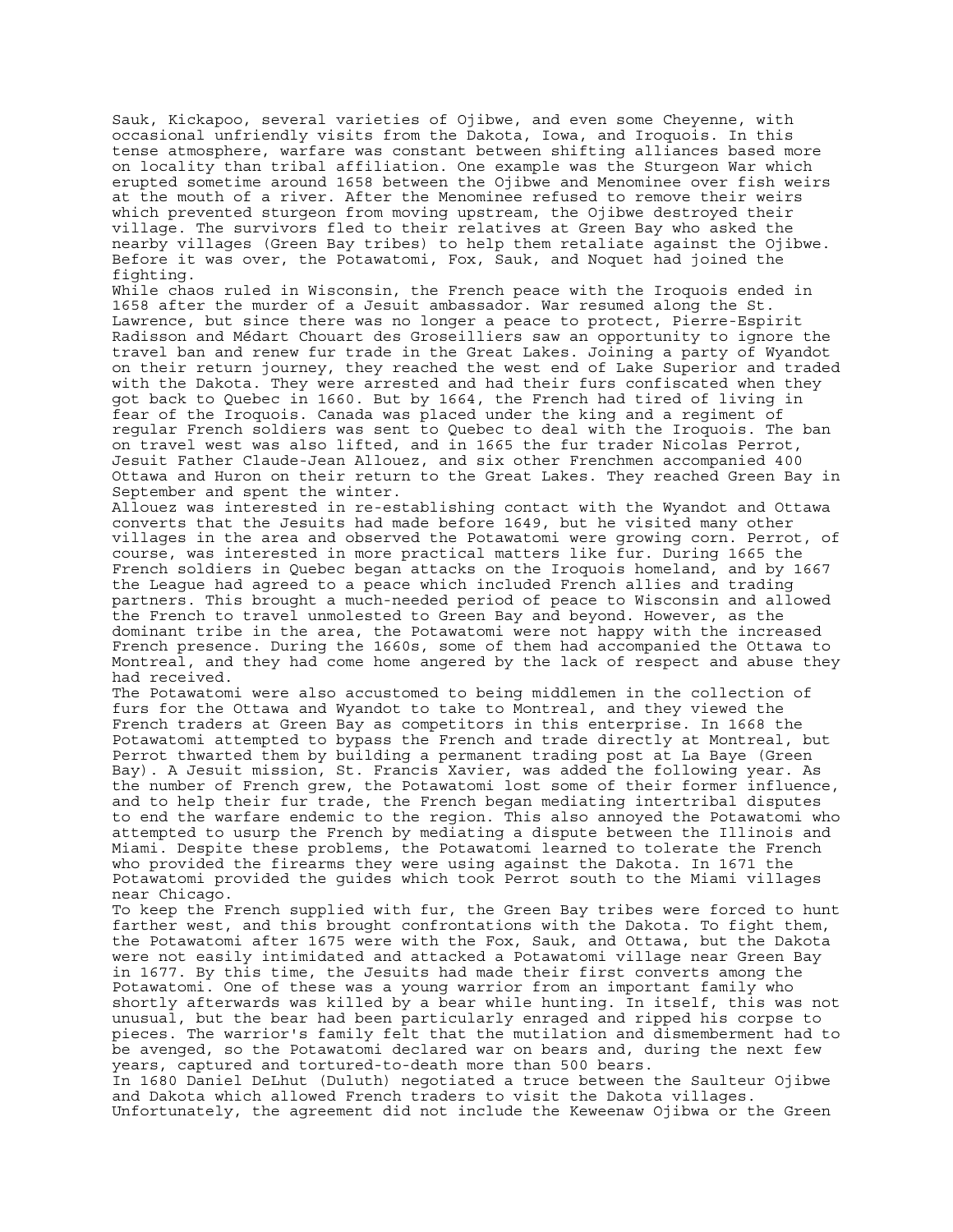Sauk, Kickapoo, several varieties of Ojibwe, and even some Cheyenne, with occasional unfriendly visits from the Dakota, Iowa, and Iroquois. In this tense atmosphere, warfare was constant between shifting alliances based more on locality than tribal affiliation. One example was the Sturgeon War which erupted sometime around 1658 between the Ojibwe and Menominee over fish weirs at the mouth of a river. After the Menominee refused to remove their weirs which prevented sturgeon from moving upstream, the Ojibwe destroyed their village. The survivors fled to their relatives at Green Bay who asked the nearby villages (Green Bay tribes) to help them retaliate against the Ojibwe. Before it was over, the Potawatomi, Fox, Sauk, and Noquet had joined the fighting.

While chaos ruled in Wisconsin, the French peace with the Iroquois ended in 1658 after the murder of a Jesuit ambassador. War resumed along the St. Lawrence, but since there was no longer a peace to protect, Pierre-Espirit Radisson and Médart Chouart des Groseilliers saw an opportunity to ignore the travel ban and renew fur trade in the Great Lakes. Joining a party of Wyandot on their return journey, they reached the west end of Lake Superior and traded with the Dakota. They were arrested and had their furs confiscated when they got back to Quebec in 1660. But by 1664, the French had tired of living in fear of the Iroquois. Canada was placed under the king and a regiment of regular French soldiers was sent to Quebec to deal with the Iroquois. The ban on travel west was also lifted, and in 1665 the fur trader Nicolas Perrot, Jesuit Father Claude-Jean Allouez, and six other Frenchmen accompanied 400 Ottawa and Huron on their return to the Great Lakes. They reached Green Bay in September and spent the winter.

Allouez was interested in re-establishing contact with the Wyandot and Ottawa converts that the Jesuits had made before 1649, but he visited many other villages in the area and observed the Potawatomi were growing corn. Perrot, of course, was interested in more practical matters like fur. During 1665 the French soldiers in Quebec began attacks on the Iroquois homeland, and by 1667 the League had agreed to a peace which included French allies and trading partners. This brought a much-needed period of peace to Wisconsin and allowed the French to travel unmolested to Green Bay and beyond. However, as the dominant tribe in the area, the Potawatomi were not happy with the increased French presence. During the 1660s, some of them had accompanied the Ottawa to Montreal, and they had come home angered by the lack of respect and abuse they had received.

The Potawatomi were also accustomed to being middlemen in the collection of furs for the Ottawa and Wyandot to take to Montreal, and they viewed the French traders at Green Bay as competitors in this enterprise. In 1668 the Potawatomi attempted to bypass the French and trade directly at Montreal, but Perrot thwarted them by building a permanent trading post at La Baye (Green Bay). A Jesuit mission, St. Francis Xavier, was added the following year. As the number of French grew, the Potawatomi lost some of their former influence, and to help their fur trade, the French began mediating intertribal disputes to end the warfare endemic to the region. This also annoyed the Potawatomi who attempted to usurp the French by mediating a dispute between the Illinois and Miami. Despite these problems, the Potawatomi learned to tolerate the French who provided the firearms they were using against the Dakota. In 1671 the Potawatomi provided the guides which took Perrot south to the Miami villages near Chicago.

To keep the French supplied with fur, the Green Bay tribes were forced to hunt farther west, and this brought confrontations with the Dakota. To fight them, the Potawatomi after 1675 were with the Fox, Sauk, and Ottawa, but the Dakota were not easily intimidated and attacked a Potawatomi village near Green Bay in 1677. By this time, the Jesuits had made their first converts among the Potawatomi. One of these was a young warrior from an important family who shortly afterwards was killed by a bear while hunting. In itself, this was not unusual, but the bear had been particularly enraged and ripped his corpse to pieces. The warrior's family felt that the mutilation and dismemberment had to be avenged, so the Potawatomi declared war on bears and, during the next few years, captured and tortured-to-death more than 500 bears.

In 1680 Daniel DeLhut (Duluth) negotiated a truce between the Saulteur Ojibwe and Dakota which allowed French traders to visit the Dakota villages. Unfortunately, the agreement did not include the Keweenaw Ojibwa or the Green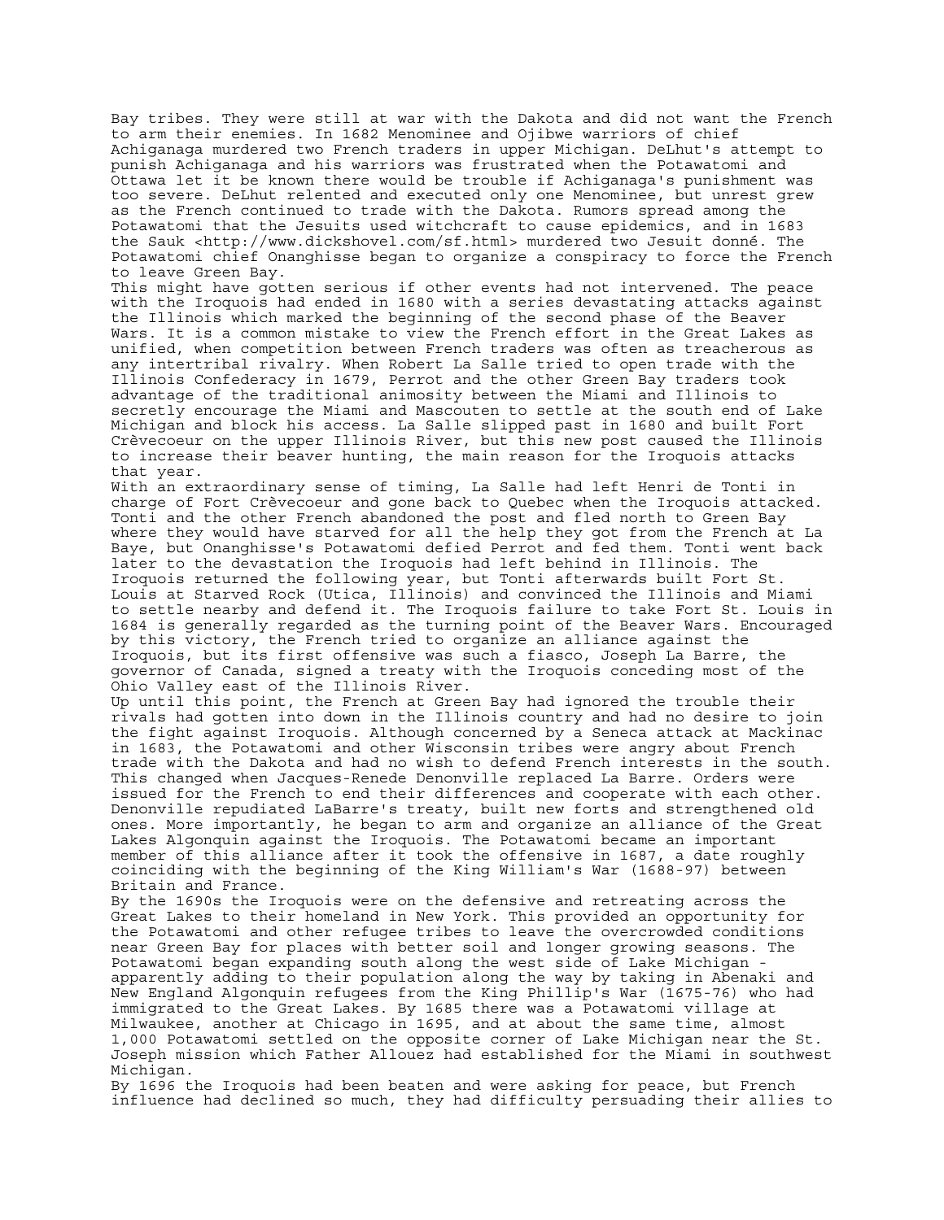Bay tribes. They were still at war with the Dakota and did not want the French to arm their enemies. In 1682 Menominee and Ojibwe warriors of chief Achiganaga murdered two French traders in upper Michigan. DeLhut's attempt to punish Achiganaga and his warriors was frustrated when the Potawatomi and Ottawa let it be known there would be trouble if Achiganaga's punishment was too severe. DeLhut relented and executed only one Menominee, but unrest grew as the French continued to trade with the Dakota. Rumors spread among the Potawatomi that the Jesuits used witchcraft to cause epidemics, and in 1683 the Sauk <http://www.dickshovel.com/sf.html> murdered two Jesuit donné. The Potawatomi chief Onanghisse began to organize a conspiracy to force the French to leave Green Bay.

This might have gotten serious if other events had not intervened. The peace with the Iroquois had ended in 1680 with a series devastating attacks against the Illinois which marked the beginning of the second phase of the Beaver Wars. It is a common mistake to view the French effort in the Great Lakes as unified, when competition between French traders was often as treacherous as any intertribal rivalry. When Robert La Salle tried to open trade with the Illinois Confederacy in 1679, Perrot and the other Green Bay traders took advantage of the traditional animosity between the Miami and Illinois to secretly encourage the Miami and Mascouten to settle at the south end of Lake Michigan and block his access. La Salle slipped past in 1680 and built Fort Crèvecoeur on the upper Illinois River, but this new post caused the Illinois to increase their beaver hunting, the main reason for the Iroquois attacks that year.

With an extraordinary sense of timing, La Salle had left Henri de Tonti in charge of Fort Crèvecoeur and gone back to Quebec when the Iroquois attacked. Tonti and the other French abandoned the post and fled north to Green Bay where they would have starved for all the help they got from the French at La Baye, but Onanghisse's Potawatomi defied Perrot and fed them. Tonti went back later to the devastation the Iroquois had left behind in Illinois. The Iroquois returned the following year, but Tonti afterwards built Fort St. Louis at Starved Rock (Utica, Illinois) and convinced the Illinois and Miami to settle nearby and defend it. The Iroquois failure to take Fort St. Louis in 1684 is generally regarded as the turning point of the Beaver Wars. Encouraged by this victory, the French tried to organize an alliance against the Iroquois, but its first offensive was such a fiasco, Joseph La Barre, the governor of Canada, signed a treaty with the Iroquois conceding most of the Ohio Valley east of the Illinois River.

Up until this point, the French at Green Bay had ignored the trouble their rivals had gotten into down in the Illinois country and had no desire to join the fight against Iroquois. Although concerned by a Seneca attack at Mackinac in 1683, the Potawatomi and other Wisconsin tribes were angry about French trade with the Dakota and had no wish to defend French interests in the south. This changed when Jacques-Renede Denonville replaced La Barre. Orders were issued for the French to end their differences and cooperate with each other. Denonville repudiated LaBarre's treaty, built new forts and strengthened old ones. More importantly, he began to arm and organize an alliance of the Great Lakes Algonquin against the Iroquois. The Potawatomi became an important member of this alliance after it took the offensive in 1687, a date roughly coinciding with the beginning of the King William's War (1688-97) between Britain and France.

By the 1690s the Iroquois were on the defensive and retreating across the Great Lakes to their homeland in New York. This provided an opportunity for the Potawatomi and other refugee tribes to leave the overcrowded conditions near Green Bay for places with better soil and longer growing seasons. The Potawatomi began expanding south along the west side of Lake Michigan - apparently adding to their population along the way by taking in Abenaki and New England Algonquin refugees from the King Phillip's War (1675-76) who had immigrated to the Great Lakes. By 1685 there was a Potawatomi village at Milwaukee, another at Chicago in 1695, and at about the same time, almost 1,000 Potawatomi settled on the opposite corner of Lake Michigan near the St. Joseph mission which Father Allouez had established for the Miami in southwest Michigan.

By 1696 the Iroquois had been beaten and were asking for peace, but French influence had declined so much, they had difficulty persuading their allies to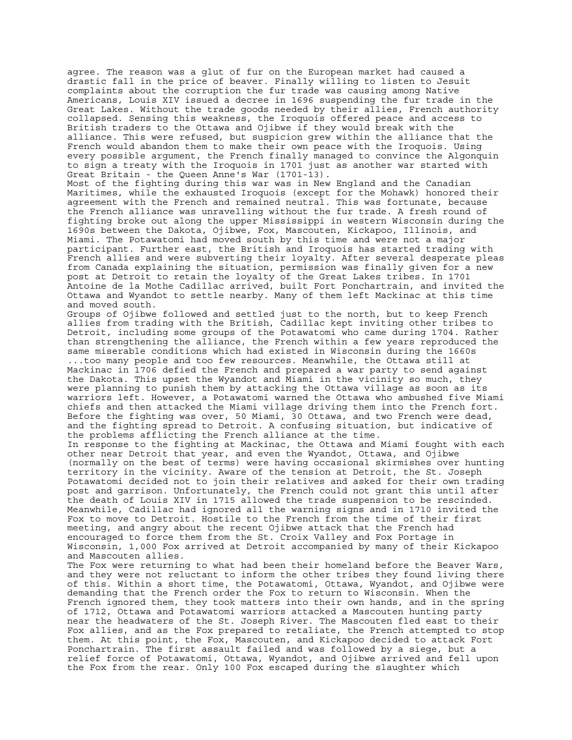agree. The reason was a glut of fur on the European market had caused a drastic fall in the price of beaver. Finally willing to listen to Jesuit complaints about the corruption the fur trade was causing among Native Americans, Louis XIV issued a decree in 1696 suspending the fur trade in the Great Lakes. Without the trade goods needed by their allies, French authority collapsed. Sensing this weakness, the Iroquois offered peace and access to British traders to the Ottawa and Ojibwe if they would break with the alliance. This were refused, but suspicion grew within the alliance that the French would abandon them to make their own peace with the Iroquois. Using every possible argument, the French finally managed to convince the Algonquin to sign a treaty with the Iroquois in 1701 just as another war started with Great Britain - the Queen Anne's War (1701-13).

Most of the fighting during this war was in New England and the Canadian Maritimes, while the exhausted Iroquois (except for the Mohawk) honored their agreement with the French and remained neutral. This was fortunate, because the French alliance was unravelling without the fur trade. A fresh round of fighting broke out along the upper Mississippi in western Wisconsin during the 1690s between the Dakota, Ojibwe, Fox, Mascouten, Kickapoo, Illinois, and Miami. The Potawatomi had moved south by this time and were not a major participant. Further east, the British and Iroquois has started trading with French allies and were subverting their loyalty. After several desperate pleas from Canada explaining the situation, permission was finally given for a new post at Detroit to retain the loyalty of the Great Lakes tribes. In 1701 Antoine de la Mothe Cadillac arrived, built Fort Ponchartrain, and invited the Ottawa and Wyandot to settle nearby. Many of them left Mackinac at this time and moved south.

Groups of Ojibwe followed and settled just to the north, but to keep French allies from trading with the British, Cadillac kept inviting other tribes to Detroit, including some groups of the Potawatomi who came during 1704. Rather than strengthening the alliance, the French within a few years reproduced the same miserable conditions which had existed in Wisconsin during the 1660s ...too many people and too few resources. Meanwhile, the Ottawa still at Mackinac in 1706 defied the French and prepared a war party to send against the Dakota. This upset the Wyandot and Miami in the vicinity so much, they were planning to punish them by attacking the Ottawa village as soon as its warriors left. However, a Potawatomi warned the Ottawa who ambushed five Miami chiefs and then attacked the Miami village driving them into the French fort. Before the fighting was over, 50 Miami, 30 Ottawa, and two French were dead, and the fighting spread to Detroit. A confusing situation, but indicative of the problems afflicting the French alliance at the time.

In response to the fighting at Mackinac, the Ottawa and Miami fought with each other near Detroit that year, and even the Wyandot, Ottawa, and Ojibwe (normally on the best of terms) were having occasional skirmishes over hunting territory in the vicinity. Aware of the tension at Detroit, the St. Joseph Potawatomi decided not to join their relatives and asked for their own trading post and garrison. Unfortunately, the French could not grant this until after the death of Louis XIV in 1715 allowed the trade suspension to be rescinded. Meanwhile, Cadillac had ignored all the warning signs and in 1710 invited the Fox to move to Detroit. Hostile to the French from the time of their first meeting, and angry about the recent Ojibwe attack that the French had encouraged to force them from the St. Croix Valley and Fox Portage in Wisconsin, 1,000 Fox arrived at Detroit accompanied by many of their Kickapoo and Mascouten allies.

The Fox were returning to what had been their homeland before the Beaver Wars, and they were not reluctant to inform the other tribes they found living there of this. Within a short time, the Potawatomi, Ottawa, Wyandot, and Ojibwe were demanding that the French order the Fox to return to Wisconsin. When the French ignored them, they took matters into their own hands, and in the spring of 1712, Ottawa and Potawatomi warriors attacked a Mascouten hunting party near the headwaters of the St. Joseph River. The Mascouten fled east to their Fox allies, and as the Fox prepared to retaliate, the French attempted to stop them. At this point, the Fox, Mascouten, and Kickapoo decided to attack Fort Ponchartrain. The first assault failed and was followed by a siege, but a relief force of Potawatomi, Ottawa, Wyandot, and Ojibwe arrived and fell upon the Fox from the rear. Only 100 Fox escaped during the slaughter which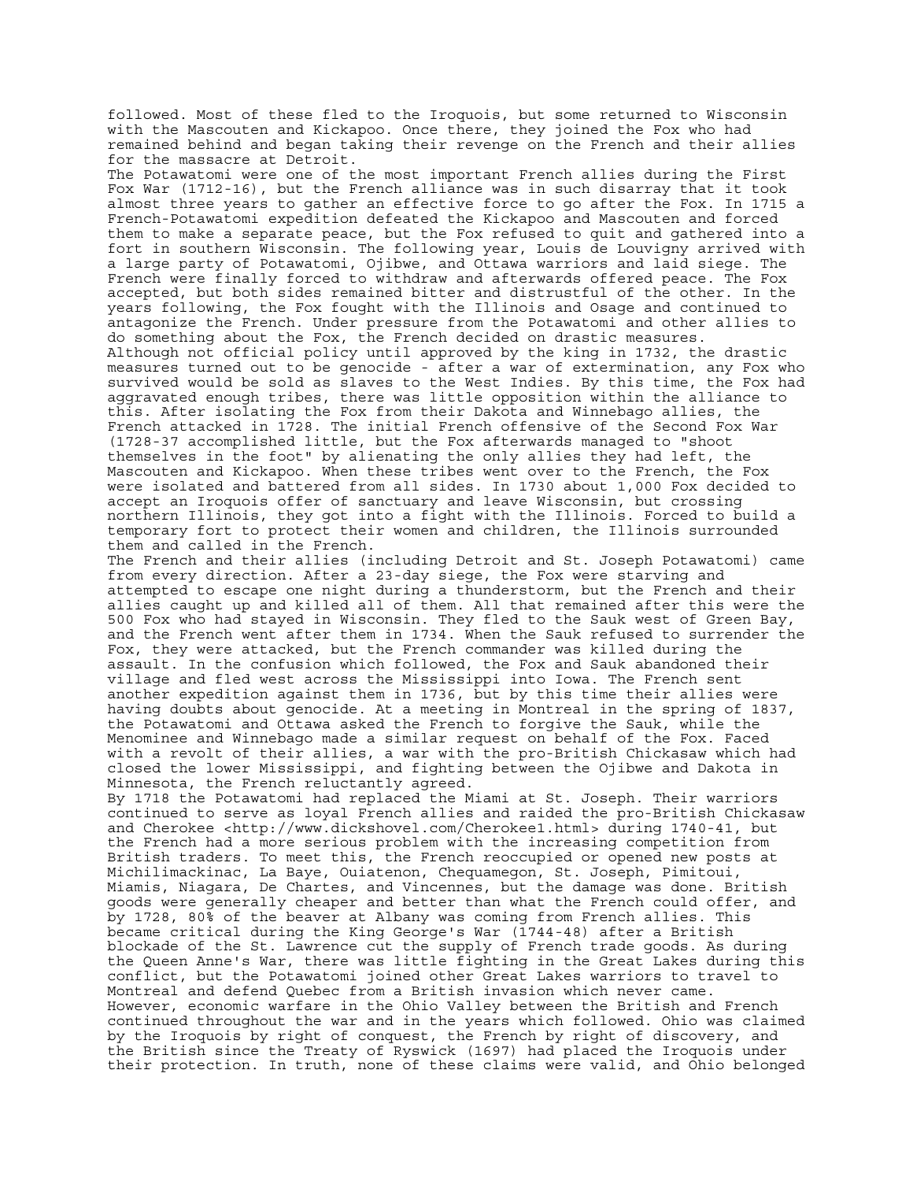followed. Most of these fled to the Iroquois, but some returned to Wisconsin with the Mascouten and Kickapoo. Once there, they joined the Fox who had remained behind and began taking their revenge on the French and their allies for the massacre at Detroit.

The Potawatomi were one of the most important French allies during the First Fox War (1712-16), but the French alliance was in such disarray that it took almost three years to gather an effective force to go after the Fox. In 1715 a French-Potawatomi expedition defeated the Kickapoo and Mascouten and forced them to make a separate peace, but the Fox refused to quit and gathered into a fort in southern Wisconsin. The following year, Louis de Louvigny arrived with a large party of Potawatomi, Ojibwe, and Ottawa warriors and laid siege. The French were finally forced to withdraw and afterwards offered peace. The Fox accepted, but both sides remained bitter and distrustful of the other. In the years following, the Fox fought with the Illinois and Osage and continued to antagonize the French. Under pressure from the Potawatomi and other allies to do something about the Fox, the French decided on drastic measures.

Although not official policy until approved by the king in 1732, the drastic measures turned out to be genocide - after a war of extermination, any Fox who survived would be sold as slaves to the West Indies. By this time, the Fox had aggravated enough tribes, there was little opposition within the alliance to this. After isolating the Fox from their Dakota and Winnebago allies, the French attacked in 1728. The initial French offensive of the Second Fox War (1728-37 accomplished little, but the Fox afterwards managed to "shoot themselves in the foot" by alienating the only allies they had left, the Mascouten and Kickapoo. When these tribes went over to the French, the Fox were isolated and battered from all sides. In 1730 about 1,000 Fox decided to accept an Iroquois offer of sanctuary and leave Wisconsin, but crossing northern Illinois, they got into a fight with the Illinois. Forced to build a temporary fort to protect their women and children, the Illinois surrounded them and called in the French.

The French and their allies (including Detroit and St. Joseph Potawatomi) came from every direction. After a 23-day siege, the Fox were starving and attempted to escape one night during a thunderstorm, but the French and their allies caught up and killed all of them. All that remained after this were the 500 Fox who had stayed in Wisconsin. They fled to the Sauk west of Green Bay, and the French went after them in 1734. When the Sauk refused to surrender the Fox, they were attacked, but the French commander was killed during the assault. In the confusion which followed, the Fox and Sauk abandoned their village and fled west across the Mississippi into Iowa. The French sent another expedition against them in 1736, but by this time their allies were having doubts about genocide. At a meeting in Montreal in the spring of 1837, the Potawatomi and Ottawa asked the French to forgive the Sauk, while the Menominee and Winnebago made a similar request on behalf of the Fox. Faced with a revolt of their allies, a war with the pro-British Chickasaw which had closed the lower Mississippi, and fighting between the Ojibwe and Dakota in Minnesota, the French reluctantly agreed.

By 1718 the Potawatomi had replaced the Miami at St. Joseph. Their warriors continued to serve as loyal French allies and raided the pro-British Chickasaw and Cherokee <http://www.dickshovel.com/Cherokee1.html> during 1740-41, but the French had a more serious problem with the increasing competition from British traders. To meet this, the French reoccupied or opened new posts at Michilimackinac, La Baye, Ouiatenon, Chequamegon, St. Joseph, Pimitoui, Miamis, Niagara, De Chartes, and Vincennes, but the damage was done. British goods were generally cheaper and better than what the French could offer, and by 1728, 80% of the beaver at Albany was coming from French allies. This became critical during the King George's War (1744-48) after a British blockade of the St. Lawrence cut the supply of French trade goods. As during the Queen Anne's War, there was little fighting in the Great Lakes during this conflict, but the Potawatomi joined other Great Lakes warriors to travel to Montreal and defend Quebec from a British invasion which never came.

However, economic warfare in the Ohio Valley between the British and French continued throughout the war and in the years which followed. Ohio was claimed by the Iroquois by right of conquest, the French by right of discovery, and the British since the Treaty of Ryswick (1697) had placed the Iroquois under their protection. In truth, none of these claims were valid, and Ohio belonged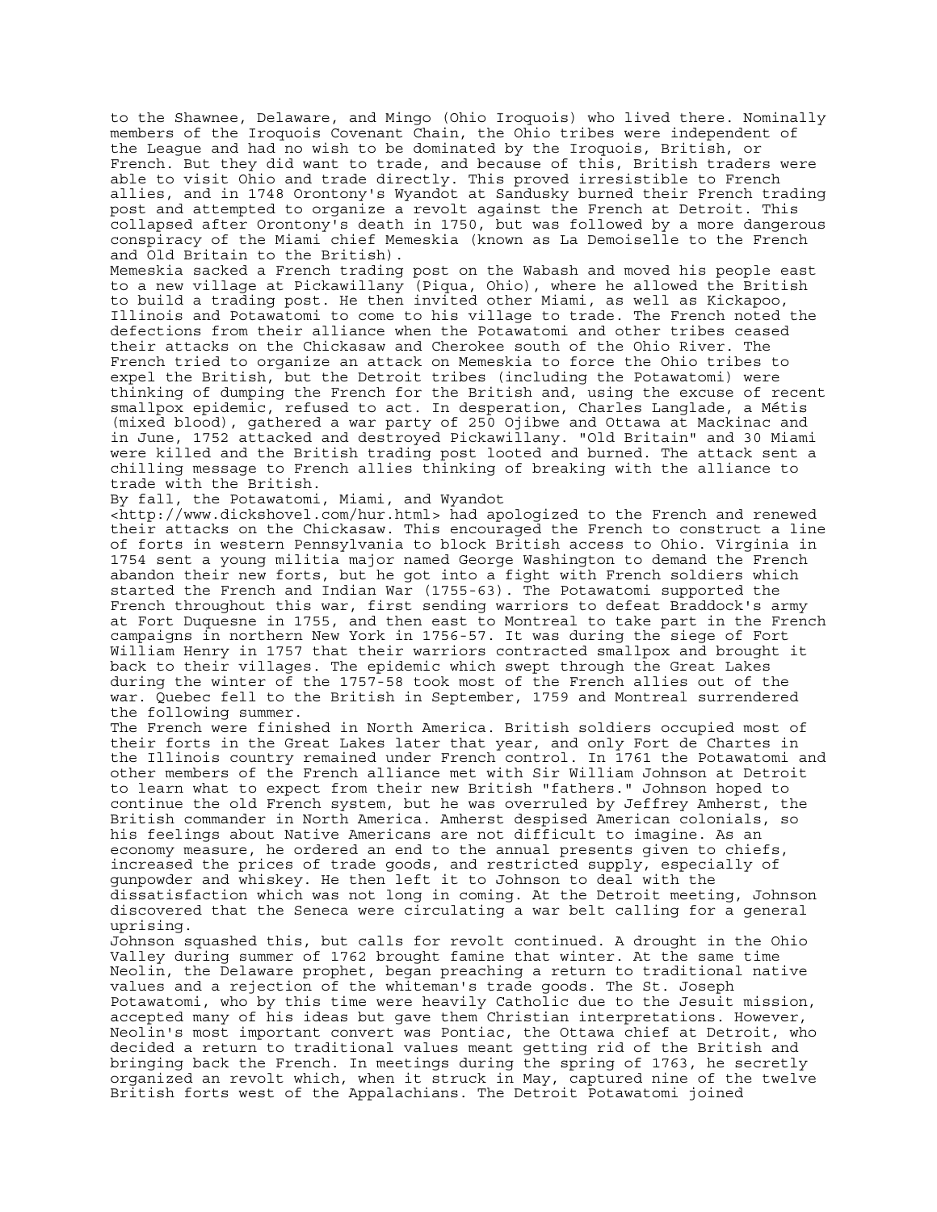to the Shawnee, Delaware, and Mingo (Ohio Iroquois) who lived there. Nominally members of the Iroquois Covenant Chain, the Ohio tribes were independent of the League and had no wish to be dominated by the Iroquois, British, or French. But they did want to trade, and because of this, British traders were able to visit Ohio and trade directly. This proved irresistible to French allies, and in 1748 Orontony's Wyandot at Sandusky burned their French trading post and attempted to organize a revolt against the French at Detroit. This collapsed after Orontony's death in 1750, but was followed by a more dangerous conspiracy of the Miami chief Memeskia (known as La Demoiselle to the French and Old Britain to the British).

Memeskia sacked a French trading post on the Wabash and moved his people east to a new village at Pickawillany (Piqua, Ohio), where he allowed the British to build a trading post. He then invited other Miami, as well as Kickapoo, Illinois and Potawatomi to come to his village to trade. The French noted the defections from their alliance when the Potawatomi and other tribes ceased their attacks on the Chickasaw and Cherokee south of the Ohio River. The French tried to organize an attack on Memeskia to force the Ohio tribes to expel the British, but the Detroit tribes (including the Potawatomi) were thinking of dumping the French for the British and, using the excuse of recent smallpox epidemic, refused to act. In desperation, Charles Langlade, a Métis (mixed blood), gathered a war party of 250 Ojibwe and Ottawa at Mackinac and in June, 1752 attacked and destroyed Pickawillany. "Old Britain" and 30 Miami were killed and the British trading post looted and burned. The attack sent a chilling message to French allies thinking of breaking with the alliance to trade with the British.

By fall, the Potawatomi, Miami, and Wyandot <http://www.dickshovel.com/hur.html> had apologized to the French and renewed their attacks on the Chickasaw. This encouraged the French to construct a line of forts in western Pennsylvania to block British access to Ohio. Virginia in 1754 sent a young militia major named George Washington to demand the French abandon their new forts, but he got into a fight with French soldiers which started the French and Indian War (1755-63). The Potawatomi supported the French throughout this war, first sending warriors to defeat Braddock's army at Fort Duquesne in 1755, and then east to Montreal to take part in the French campaigns in northern New York in 1756-57. It was during the siege of Fort William Henry in 1757 that their warriors contracted smallpox and brought it back to their villages. The epidemic which swept through the Great Lakes during the winter of the 1757-58 took most of the French allies out of the war. Quebec fell to the British in September, 1759 and Montreal surrendered the following summer.

The French were finished in North America. British soldiers occupied most of their forts in the Great Lakes later that year, and only Fort de Chartes in the Illinois country remained under French control. In 1761 the Potawatomi and other members of the French alliance met with Sir William Johnson at Detroit to learn what to expect from their new British "fathers." Johnson hoped to continue the old French system, but he was overruled by Jeffrey Amherst, the British commander in North America. Amherst despised American colonials, so his feelings about Native Americans are not difficult to imagine. As an economy measure, he ordered an end to the annual presents given to chiefs, increased the prices of trade goods, and restricted supply, especially of gunpowder and whiskey. He then left it to Johnson to deal with the dissatisfaction which was not long in coming. At the Detroit meeting, Johnson discovered that the Seneca were circulating a war belt calling for a general uprising.

Johnson squashed this, but calls for revolt continued. A drought in the Ohio Valley during summer of 1762 brought famine that winter. At the same time Neolin, the Delaware prophet, began preaching a return to traditional native values and a rejection of the whiteman's trade goods. The St. Joseph Potawatomi, who by this time were heavily Catholic due to the Jesuit mission, accepted many of his ideas but gave them Christian interpretations. However, Neolin's most important convert was Pontiac, the Ottawa chief at Detroit, who decided a return to traditional values meant getting rid of the British and bringing back the French. In meetings during the spring of 1763, he secretly organized an revolt which, when it struck in May, captured nine of the twelve British forts west of the Appalachians. The Detroit Potawatomi joined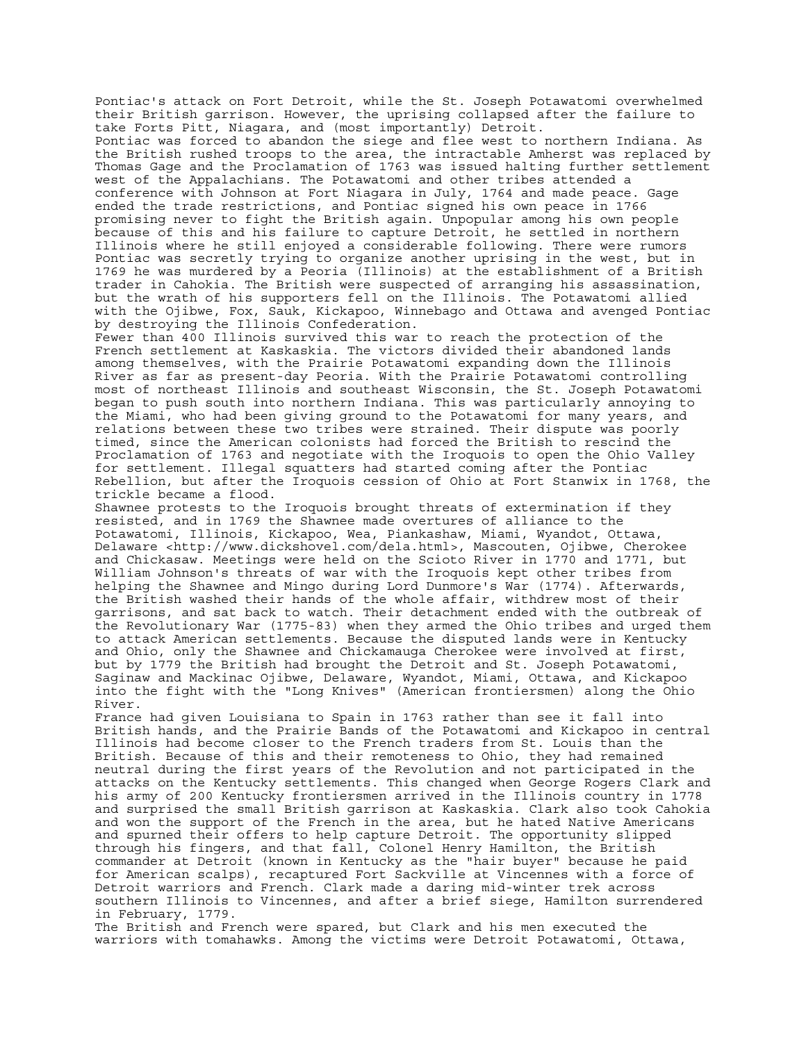Pontiac's attack on Fort Detroit, while the St. Joseph Potawatomi overwhelmed their British garrison. However, the uprising collapsed after the failure to take Forts Pitt, Niagara, and (most importantly) Detroit.

Pontiac was forced to abandon the siege and flee west to northern Indiana. As the British rushed troops to the area, the intractable Amherst was replaced by Thomas Gage and the Proclamation of 1763 was issued halting further settlement west of the Appalachians. The Potawatomi and other tribes attended a conference with Johnson at Fort Niagara in July, 1764 and made peace. Gage ended the trade restrictions, and Pontiac signed his own peace in 1766 promising never to fight the British again. Unpopular among his own people because of this and his failure to capture Detroit, he settled in northern Illinois where he still enjoyed a considerable following. There were rumors Pontiac was secretly trying to organize another uprising in the west, but in 1769 he was murdered by a Peoria (Illinois) at the establishment of a British trader in Cahokia. The British were suspected of arranging his assassination, but the wrath of his supporters fell on the Illinois. The Potawatomi allied with the Ojibwe, Fox, Sauk, Kickapoo, Winnebago and Ottawa and avenged Pontiac by destroying the Illinois Confederation.

Fewer than 400 Illinois survived this war to reach the protection of the French settlement at Kaskaskia. The victors divided their abandoned lands among themselves, with the Prairie Potawatomi expanding down the Illinois River as far as present-day Peoria. With the Prairie Potawatomi controlling most of northeast Illinois and southeast Wisconsin, the St. Joseph Potawatomi began to push south into northern Indiana. This was particularly annoying to the Miami, who had been giving ground to the Potawatomi for many years, and relations between these two tribes were strained. Their dispute was poorly timed, since the American colonists had forced the British to rescind the Proclamation of 1763 and negotiate with the Iroquois to open the Ohio Valley for settlement. Illegal squatters had started coming after the Pontiac Rebellion, but after the Iroquois cession of Ohio at Fort Stanwix in 1768, the trickle became a flood.

Shawnee protests to the Iroquois brought threats of extermination if they resisted, and in 1769 the Shawnee made overtures of alliance to the Potawatomi, Illinois, Kickapoo, Wea, Piankashaw, Miami, Wyandot, Ottawa, Delaware <http://www.dickshovel.com/dela.html>, Mascouten, Ojibwe, Cherokee and Chickasaw. Meetings were held on the Scioto River in 1770 and 1771, but William Johnson's threats of war with the Iroquois kept other tribes from helping the Shawnee and Mingo during Lord Dunmore's War (1774). Afterwards, the British washed their hands of the whole affair, withdrew most of their garrisons, and sat back to watch. Their detachment ended with the outbreak of the Revolutionary War (1775-83) when they armed the Ohio tribes and urged them to attack American settlements. Because the disputed lands were in Kentucky and Ohio, only the Shawnee and Chickamauga Cherokee were involved at first, but by 1779 the British had brought the Detroit and St. Joseph Potawatomi, Saginaw and Mackinac Ojibwe, Delaware, Wyandot, Miami, Ottawa, and Kickapoo into the fight with the "Long Knives" (American frontiersmen) along the Ohio River.

France had given Louisiana to Spain in 1763 rather than see it fall into British hands, and the Prairie Bands of the Potawatomi and Kickapoo in central Illinois had become closer to the French traders from St. Louis than the British. Because of this and their remoteness to Ohio, they had remained neutral during the first years of the Revolution and not participated in the attacks on the Kentucky settlements. This changed when George Rogers Clark and his army of 200 Kentucky frontiersmen arrived in the Illinois country in 1778 and surprised the small British garrison at Kaskaskia. Clark also took Cahokia and won the support of the French in the area, but he hated Native Americans and spurned their offers to help capture Detroit. The opportunity slipped through his fingers, and that fall, Colonel Henry Hamilton, the British commander at Detroit (known in Kentucky as the "hair buyer" because he paid for American scalps), recaptured Fort Sackville at Vincennes with a force of Detroit warriors and French. Clark made a daring mid-winter trek across southern Illinois to Vincennes, and after a brief siege, Hamilton surrendered in February, 1779.

The British and French were spared, but Clark and his men executed the warriors with tomahawks. Among the victims were Detroit Potawatomi, Ottawa,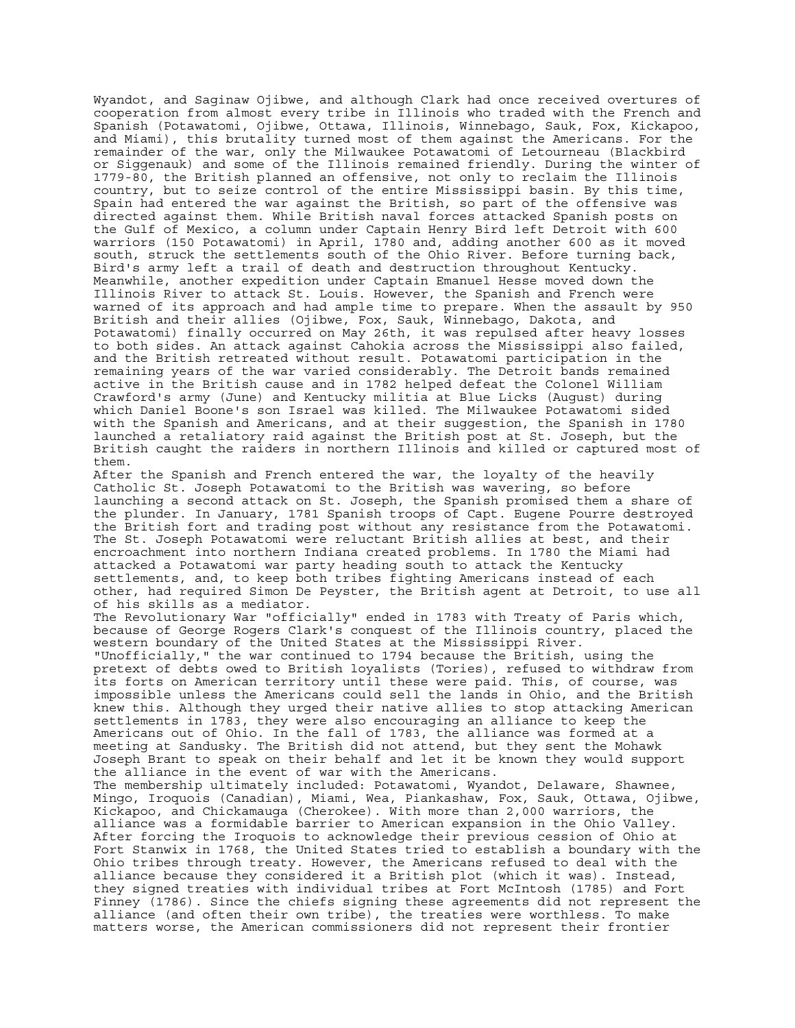Wyandot, and Saginaw Ojibwe, and although Clark had once received overtures of cooperation from almost every tribe in Illinois who traded with the French and Spanish (Potawatomi, Ojibwe, Ottawa, Illinois, Winnebago, Sauk, Fox, Kickapoo, and Miami), this brutality turned most of them against the Americans. For the remainder of the war, only the Milwaukee Potawatomi of Letourneau (Blackbird or Siggenauk) and some of the Illinois remained friendly. During the winter of 1779-80, the British planned an offensive, not only to reclaim the Illinois country, but to seize control of the entire Mississippi basin. By this time, Spain had entered the war against the British, so part of the offensive was directed against them. While British naval forces attacked Spanish posts on the Gulf of Mexico, a column under Captain Henry Bird left Detroit with 600 warriors (150 Potawatomi) in April, 1780 and, adding another 600 as it moved south, struck the settlements south of the Ohio River. Before turning back, Bird's army left a trail of death and destruction throughout Kentucky. Meanwhile, another expedition under Captain Emanuel Hesse moved down the Illinois River to attack St. Louis. However, the Spanish and French were warned of its approach and had ample time to prepare. When the assault by 950 British and their allies (Ojibwe, Fox, Sauk, Winnebago, Dakota, and Potawatomi) finally occurred on May 26th, it was repulsed after heavy losses to both sides. An attack against Cahokia across the Mississippi also failed, and the British retreated without result. Potawatomi participation in the remaining years of the war varied considerably. The Detroit bands remained active in the British cause and in 1782 helped defeat the Colonel William Crawford's army (June) and Kentucky militia at Blue Licks (August) during which Daniel Boone's son Israel was killed. The Milwaukee Potawatomi sided with the Spanish and Americans, and at their suggestion, the Spanish in 1780 launched a retaliatory raid against the British post at St. Joseph, but the British caught the raiders in northern Illinois and killed or captured most of them.

After the Spanish and French entered the war, the loyalty of the heavily Catholic St. Joseph Potawatomi to the British was wavering, so before launching a second attack on St. Joseph, the Spanish promised them a share of the plunder. In January, 1781 Spanish troops of Capt. Eugene Pourre destroyed the British fort and trading post without any resistance from the Potawatomi. The St. Joseph Potawatomi were reluctant British allies at best, and their encroachment into northern Indiana created problems. In 1780 the Miami had attacked a Potawatomi war party heading south to attack the Kentucky settlements, and, to keep both tribes fighting Americans instead of each other, had required Simon De Peyster, the British agent at Detroit, to use all of his skills as a mediator.

The Revolutionary War "officially" ended in 1783 with Treaty of Paris which, because of George Rogers Clark's conquest of the Illinois country, placed the western boundary of the United States at the Mississippi River. "Unofficially," the war continued to 1794 because the British, using the pretext of debts owed to British loyalists (Tories), refused to withdraw from its forts on American territory until these were paid. This, of course, was impossible unless the Americans could sell the lands in Ohio, and the British knew this. Although they urged their native allies to stop attacking American settlements in 1783, they were also encouraging an alliance to keep the Americans out of Ohio. In the fall of 1783, the alliance was formed at a meeting at Sandusky. The British did not attend, but they sent the Mohawk Joseph Brant to speak on their behalf and let it be known they would support the alliance in the event of war with the Americans.

The membership ultimately included: Potawatomi, Wyandot, Delaware, Shawnee, Mingo, Iroquois (Canadian), Miami, Wea, Piankashaw, Fox, Sauk, Ottawa, Ojibwe, Kickapoo, and Chickamauga (Cherokee). With more than 2,000 warriors, the alliance was a formidable barrier to American expansion in the Ohio Valley. After forcing the Iroquois to acknowledge their previous cession of Ohio at Fort Stanwix in 1768, the United States tried to establish a boundary with the Ohio tribes through treaty. However, the Americans refused to deal with the alliance because they considered it a British plot (which it was). Instead, they signed treaties with individual tribes at Fort McIntosh (1785) and Fort Finney (1786). Since the chiefs signing these agreements did not represent the alliance (and often their own tribe), the treaties were worthless. To make matters worse, the American commissioners did not represent their frontier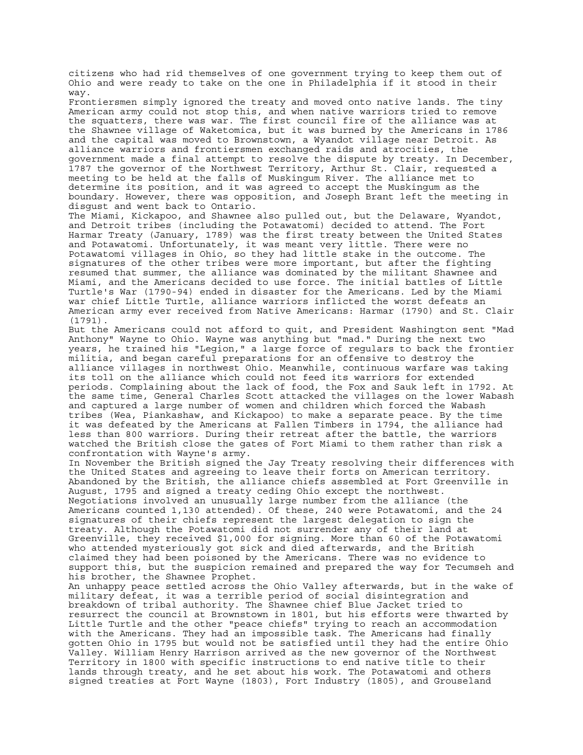citizens who had rid themselves of one government trying to keep them out of Ohio and were ready to take on the one in Philadelphia if it stood in their way.

Frontiersmen simply ignored the treaty and moved onto native lands. The tiny American army could not stop this, and when native warriors tried to remove the squatters, there was war. The first council fire of the alliance was at the Shawnee village of Waketomica, but it was burned by the Americans in 1786 and the capital was moved to Brownstown, a Wyandot village near Detroit. As alliance warriors and frontiersmen exchanged raids and atrocities, the government made a final attempt to resolve the dispute by treaty. In December, 1787 the governor of the Northwest Territory, Arthur St. Clair, requested a meeting to be held at the falls of Muskingum River. The alliance met to determine its position, and it was agreed to accept the Muskingum as the boundary. However, there was opposition, and Joseph Brant left the meeting in disgust and went back to Ontario.

The Miami, Kickapoo, and Shawnee also pulled out, but the Delaware, Wyandot, and Detroit tribes (including the Potawatomi) decided to attend. The Fort Harmar Treaty (January, 1789) was the first treaty between the United States and Potawatomi. Unfortunately, it was meant very little. There were no Potawatomi villages in Ohio, so they had little stake in the outcome. The signatures of the other tribes were more important, but after the fighting resumed that summer, the alliance was dominated by the militant Shawnee and Miami, and the Americans decided to use force. The initial battles of Little Turtle's War (1790-94) ended in disaster for the Americans. Led by the Miami war chief Little Turtle, alliance warriors inflicted the worst defeats an American army ever received from Native Americans: Harmar (1790) and St. Clair (1791).

But the Americans could not afford to quit, and President Washington sent "Mad Anthony" Wayne to Ohio. Wayne was anything but "mad." During the next two years, he trained his "Legion," a large force of regulars to back the frontier militia, and began careful preparations for an offensive to destroy the alliance villages in northwest Ohio. Meanwhile, continuous warfare was taking its toll on the alliance which could not feed its warriors for extended periods. Complaining about the lack of food, the Fox and Sauk left in 1792. At the same time, General Charles Scott attacked the villages on the lower Wabash and captured a large number of women and children which forced the Wabash tribes (Wea, Piankashaw, and Kickapoo) to make a separate peace. By the time it was defeated by the Americans at Fallen Timbers in 1794, the alliance had less than 800 warriors. During their retreat after the battle, the warriors watched the British close the gates of Fort Miami to them rather than risk a confrontation with Wayne's army.

In November the British signed the Jay Treaty resolving their differences with the United States and agreeing to leave their forts on American territory. Abandoned by the British, the alliance chiefs assembled at Fort Greenville in August, 1795 and signed a treaty ceding Ohio except the northwest. Negotiations involved an unusually large number from the alliance (the Americans counted 1,130 attended). Of these, 240 were Potawatomi, and the 24 signatures of their chiefs represent the largest delegation to sign the treaty. Although the Potawatomi did not surrender any of their land at Greenville, they received $1,000 for signing. More than 60 of the Potawatomi who attended mysteriously got sick and died afterwards, and the British claimed they had been poisoned by the Americans. There was no evidence to support this, but the suspicion remained and prepared the way for Tecumseh and his brother, the Shawnee Prophet.

An unhappy peace settled across the Ohio Valley afterwards, but in the wake of military defeat, it was a terrible period of social disintegration and breakdown of tribal authority. The Shawnee chief Blue Jacket tried to resurrect the council at Brownstown in 1801, but his efforts were thwarted by Little Turtle and the other "peace chiefs" trying to reach an accommodation with the Americans. They had an impossible task. The Americans had finally gotten Ohio in 1795 but would not be satisfied until they had the entire Ohio Valley. William Henry Harrison arrived as the new governor of the Northwest Territory in 1800 with specific instructions to end native title to their lands through treaty, and he set about his work. The Potawatomi and others signed treaties at Fort Wayne (1803), Fort Industry (1805), and Grouseland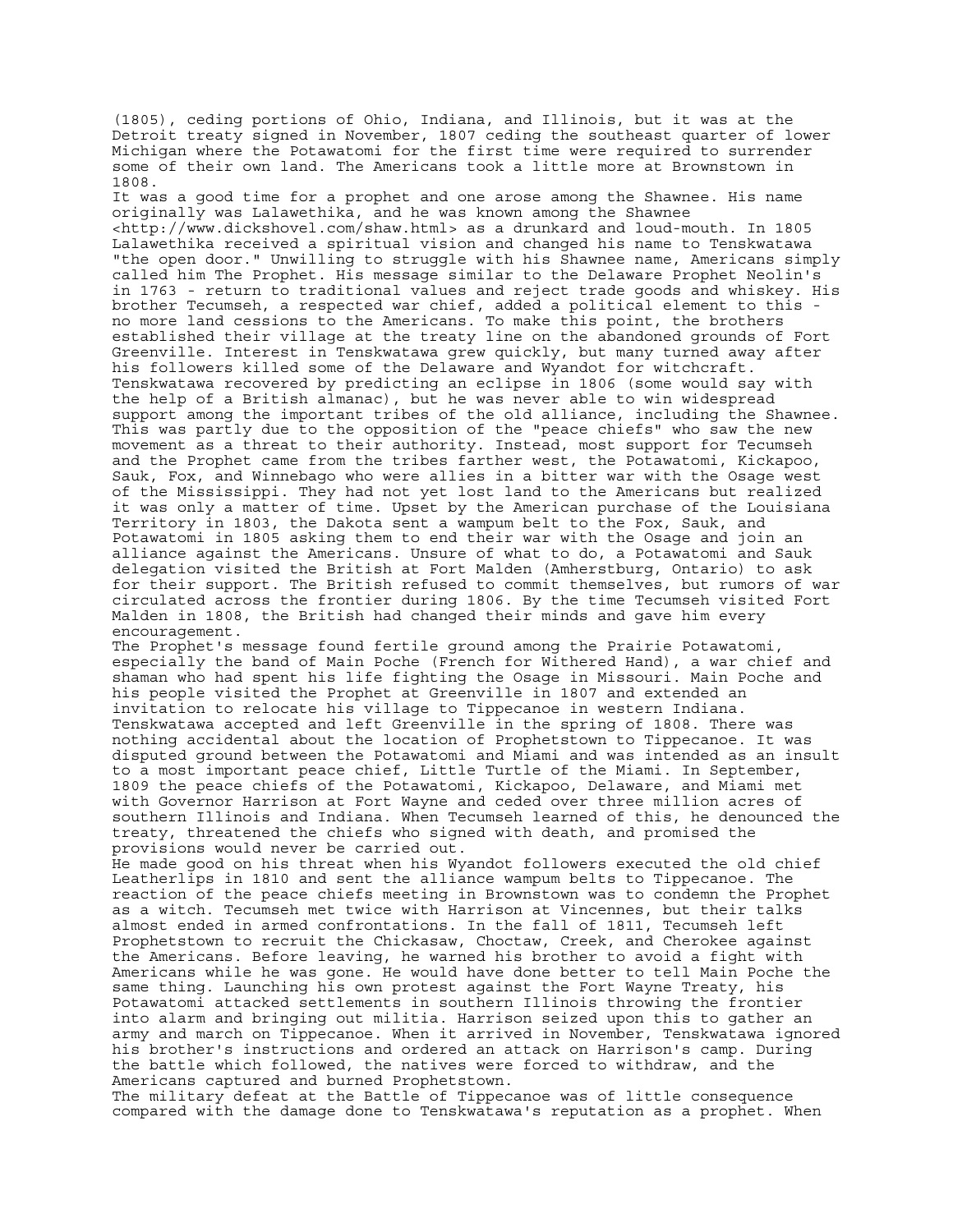(1805), ceding portions of Ohio, Indiana, and Illinois, but it was at the Detroit treaty signed in November, 1807 ceding the southeast quarter of lower Michigan where the Potawatomi for the first time were required to surrender some of their own land. The Americans took a little more at Brownstown in 1808.

It was a good time for a prophet and one arose among the Shawnee. His name originally was Lalawethika, and he was known among the Shawnee <http://www.dickshovel.com/shaw.html> as a drunkard and loud-mouth. In 1805 Lalawethika received a spiritual vision and changed his name to Tenskwatawa "the open door." Unwilling to struggle with his Shawnee name, Americans simply called him The Prophet. His message similar to the Delaware Prophet Neolin's in 1763 - return to traditional values and reject trade goods and whiskey. His brother Tecumseh, a respected war chief, added a political element to this - no more land cessions to the Americans. To make this point, the brothers established their village at the treaty line on the abandoned grounds of Fort Greenville. Interest in Tenskwatawa grew quickly, but many turned away after his followers killed some of the Delaware and Wyandot for witchcraft. Tenskwatawa recovered by predicting an eclipse in 1806 (some would say with the help of a British almanac), but he was never able to win widespread support among the important tribes of the old alliance, including the Shawnee. This was partly due to the opposition of the "peace chiefs" who saw the new movement as a threat to their authority. Instead, most support for Tecumseh and the Prophet came from the tribes farther west, the Potawatomi, Kickapoo, Sauk, Fox, and Winnebago who were allies in a bitter war with the Osage west of the Mississippi. They had not yet lost land to the Americans but realized it was only a matter of time. Upset by the American purchase of the Louisiana Territory in 1803, the Dakota sent a wampum belt to the Fox, Sauk, and Potawatomi in 1805 asking them to end their war with the Osage and join an alliance against the Americans. Unsure of what to do, a Potawatomi and Sauk delegation visited the British at Fort Malden (Amherstburg, Ontario) to ask for their support. The British refused to commit themselves, but rumors of war circulated across the frontier during 1806. By the time Tecumseh visited Fort Malden in 1808, the British had changed their minds and gave him every encouragement.

The Prophet's message found fertile ground among the Prairie Potawatomi, especially the band of Main Poche (French for Withered Hand), a war chief and shaman who had spent his life fighting the Osage in Missouri. Main Poche and his people visited the Prophet at Greenville in 1807 and extended an invitation to relocate his village to Tippecanoe in western Indiana. Tenskwatawa accepted and left Greenville in the spring of 1808. There was nothing accidental about the location of Prophetstown to Tippecanoe. It was disputed ground between the Potawatomi and Miami and was intended as an insult to a most important peace chief, Little Turtle of the Miami. In September, 1809 the peace chiefs of the Potawatomi, Kickapoo, Delaware, and Miami met with Governor Harrison at Fort Wayne and ceded over three million acres of southern Illinois and Indiana. When Tecumseh learned of this, he denounced the treaty, threatened the chiefs who signed with death, and promised the provisions would never be carried out.

He made good on his threat when his Wyandot followers executed the old chief Leatherlips in 1810 and sent the alliance wampum belts to Tippecanoe. The reaction of the peace chiefs meeting in Brownstown was to condemn the Prophet as a witch. Tecumseh met twice with Harrison at Vincennes, but their talks almost ended in armed confrontations. In the fall of 1811, Tecumseh left Prophetstown to recruit the Chickasaw, Choctaw, Creek, and Cherokee against the Americans. Before leaving, he warned his brother to avoid a fight with Americans while he was gone. He would have done better to tell Main Poche the same thing. Launching his own protest against the Fort Wayne Treaty, his Potawatomi attacked settlements in southern Illinois throwing the frontier into alarm and bringing out militia. Harrison seized upon this to gather an army and march on Tippecanoe. When it arrived in November, Tenskwatawa ignored his brother's instructions and ordered an attack on Harrison's camp. During the battle which followed, the natives were forced to withdraw, and the Americans captured and burned Prophetstown.

The military defeat at the Battle of Tippecanoe was of little consequence compared with the damage done to Tenskwatawa's reputation as a prophet. When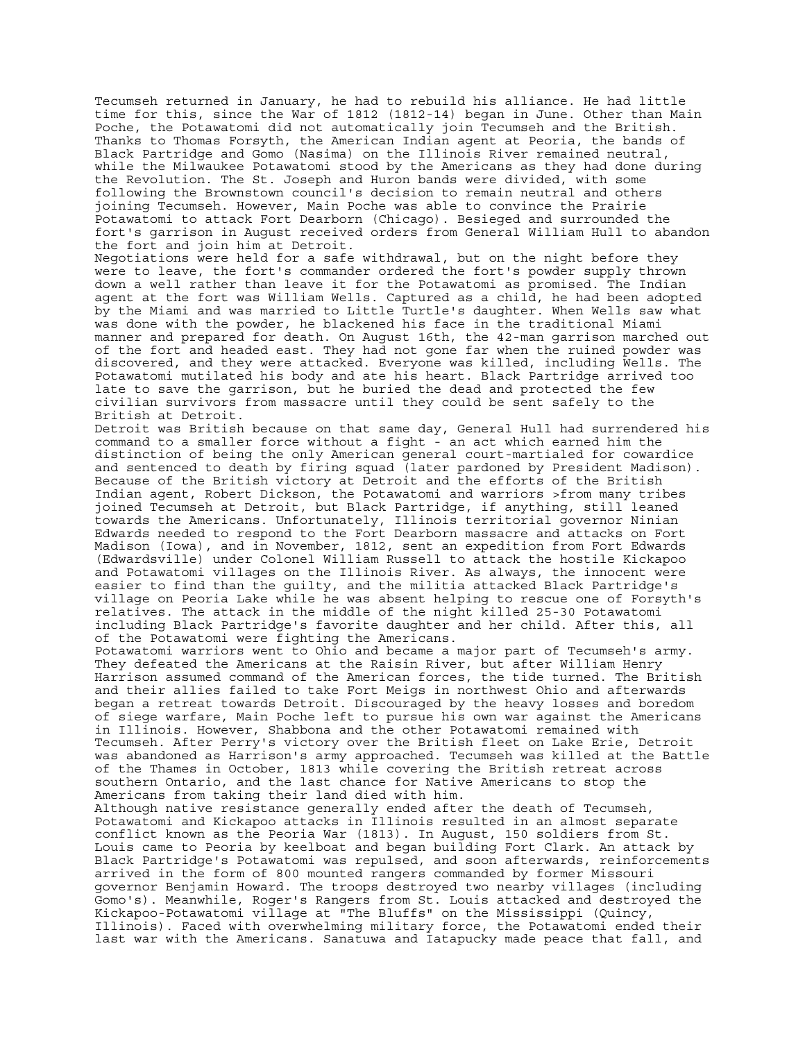Tecumseh returned in January, he had to rebuild his alliance. He had little time for this, since the War of 1812 (1812-14) began in June. Other than Main Poche, the Potawatomi did not automatically join Tecumseh and the British. Thanks to Thomas Forsyth, the American Indian agent at Peoria, the bands of Black Partridge and Gomo (Nasima) on the Illinois River remained neutral, while the Milwaukee Potawatomi stood by the Americans as they had done during the Revolution. The St. Joseph and Huron bands were divided, with some following the Brownstown council's decision to remain neutral and others joining Tecumseh. However, Main Poche was able to convince the Prairie Potawatomi to attack Fort Dearborn (Chicago). Besieged and surrounded the fort's garrison in August received orders from General William Hull to abandon the fort and join him at Detroit.

Negotiations were held for a safe withdrawal, but on the night before they were to leave, the fort's commander ordered the fort's powder supply thrown down a well rather than leave it for the Potawatomi as promised. The Indian agent at the fort was William Wells. Captured as a child, he had been adopted by the Miami and was married to Little Turtle's daughter. When Wells saw what was done with the powder, he blackened his face in the traditional Miami manner and prepared for death. On August 16th, the 42-man garrison marched out of the fort and headed east. They had not gone far when the ruined powder was discovered, and they were attacked. Everyone was killed, including Wells. The Potawatomi mutilated his body and ate his heart. Black Partridge arrived too late to save the garrison, but he buried the dead and protected the few civilian survivors from massacre until they could be sent safely to the British at Detroit.

Detroit was British because on that same day, General Hull had surrendered his command to a smaller force without a fight - an act which earned him the distinction of being the only American general court-martialed for cowardice and sentenced to death by firing squad (later pardoned by President Madison). Because of the British victory at Detroit and the efforts of the British Indian agent, Robert Dickson, the Potawatomi and warriors >from many tribes joined Tecumseh at Detroit, but Black Partridge, if anything, still leaned towards the Americans. Unfortunately, Illinois territorial governor Ninian Edwards needed to respond to the Fort Dearborn massacre and attacks on Fort Madison (Iowa), and in November, 1812, sent an expedition from Fort Edwards (Edwardsville) under Colonel William Russell to attack the hostile Kickapoo and Potawatomi villages on the Illinois River. As always, the innocent were easier to find than the guilty, and the militia attacked Black Partridge's village on Peoria Lake while he was absent helping to rescue one of Forsyth's relatives. The attack in the middle of the night killed 25-30 Potawatomi including Black Partridge's favorite daughter and her child. After this, all of the Potawatomi were fighting the Americans.

Potawatomi warriors went to Ohio and became a major part of Tecumseh's army. They defeated the Americans at the Raisin River, but after William Henry Harrison assumed command of the American forces, the tide turned. The British and their allies failed to take Fort Meigs in northwest Ohio and afterwards began a retreat towards Detroit. Discouraged by the heavy losses and boredom of siege warfare, Main Poche left to pursue his own war against the Americans in Illinois. However, Shabbona and the other Potawatomi remained with Tecumseh. After Perry's victory over the British fleet on Lake Erie, Detroit was abandoned as Harrison's army approached. Tecumseh was killed at the Battle of the Thames in October, 1813 while covering the British retreat across southern Ontario, and the last chance for Native Americans to stop the Americans from taking their land died with him.

Although native resistance generally ended after the death of Tecumseh, Potawatomi and Kickapoo attacks in Illinois resulted in an almost separate conflict known as the Peoria War (1813). In August, 150 soldiers from St. Louis came to Peoria by keelboat and began building Fort Clark. An attack by Black Partridge's Potawatomi was repulsed, and soon afterwards, reinforcements arrived in the form of 800 mounted rangers commanded by former Missouri governor Benjamin Howard. The troops destroyed two nearby villages (including Gomo's). Meanwhile, Roger's Rangers from St. Louis attacked and destroyed the Kickapoo-Potawatomi village at "The Bluffs" on the Mississippi (Quincy, Illinois). Faced with overwhelming military force, the Potawatomi ended their last war with the Americans. Sanatuwa and Iatapucky made peace that fall, and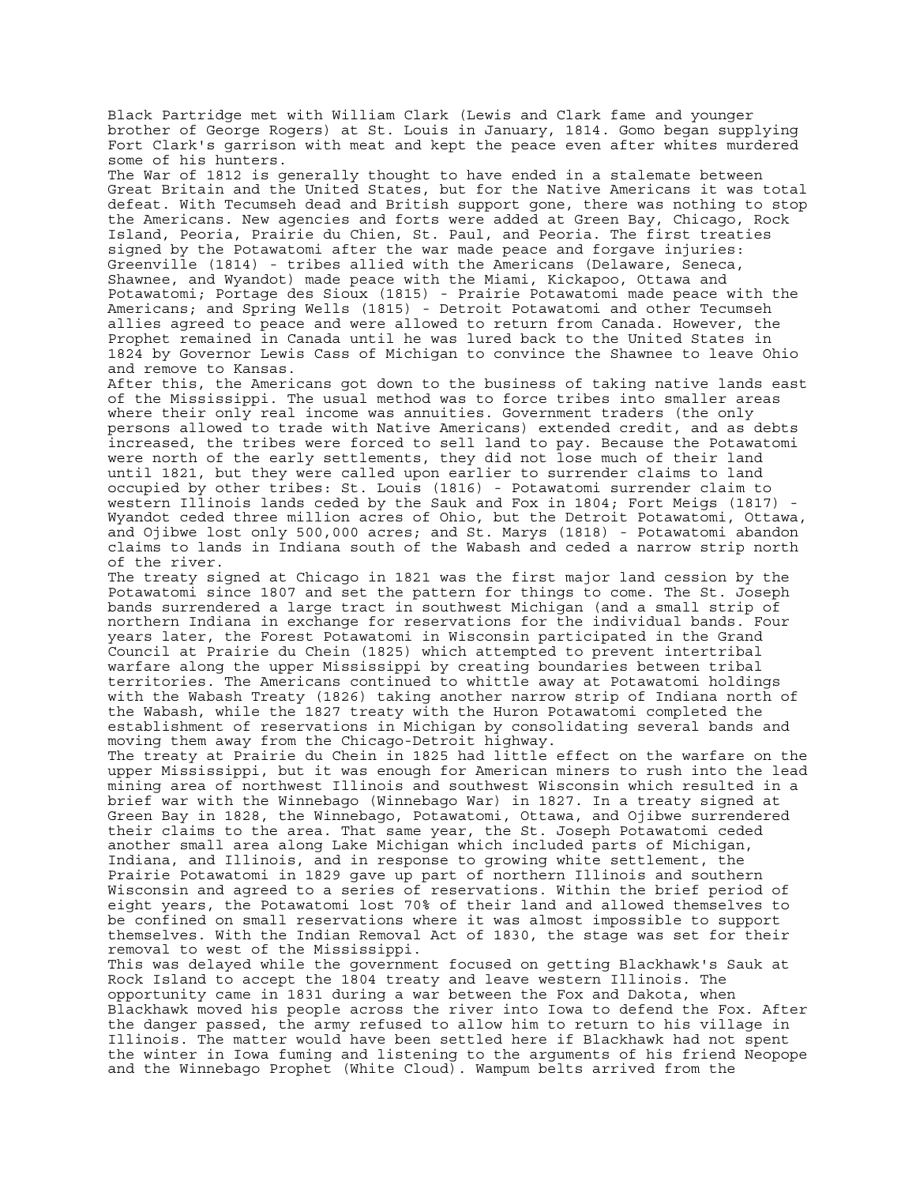Black Partridge met with William Clark (Lewis and Clark fame and younger brother of George Rogers) at St. Louis in January, 1814. Gomo began supplying Fort Clark's garrison with meat and kept the peace even after whites murdered some of his hunters.

The War of 1812 is generally thought to have ended in a stalemate between Great Britain and the United States, but for the Native Americans it was total defeat. With Tecumseh dead and British support gone, there was nothing to stop the Americans. New agencies and forts were added at Green Bay, Chicago, Rock Island, Peoria, Prairie du Chien, St. Paul, and Peoria. The first treaties signed by the Potawatomi after the war made peace and forgave injuries: Greenville (1814) - tribes allied with the Americans (Delaware, Seneca, Shawnee, and Wyandot) made peace with the Miami, Kickapoo, Ottawa and Potawatomi; Portage des Sioux (1815) - Prairie Potawatomi made peace with the Americans; and Spring Wells (1815) - Detroit Potawatomi and other Tecumseh allies agreed to peace and were allowed to return from Canada. However, the Prophet remained in Canada until he was lured back to the United States in 1824 by Governor Lewis Cass of Michigan to convince the Shawnee to leave Ohio and remove to Kansas.

After this, the Americans got down to the business of taking native lands east of the Mississippi. The usual method was to force tribes into smaller areas where their only real income was annuities. Government traders (the only persons allowed to trade with Native Americans) extended credit, and as debts increased, the tribes were forced to sell land to pay. Because the Potawatomi were north of the early settlements, they did not lose much of their land until 1821, but they were called upon earlier to surrender claims to land occupied by other tribes: St. Louis (1816) - Potawatomi surrender claim to western Illinois lands ceded by the Sauk and Fox in 1804; Fort Meigs (1817) - Wyandot ceded three million acres of Ohio, but the Detroit Potawatomi, Ottawa, and Ojibwe lost only 500,000 acres; and St. Marys (1818) - Potawatomi abandon claims to lands in Indiana south of the Wabash and ceded a narrow strip north of the river.

The treaty signed at Chicago in 1821 was the first major land cession by the Potawatomi since 1807 and set the pattern for things to come. The St. Joseph bands surrendered a large tract in southwest Michigan (and a small strip of northern Indiana in exchange for reservations for the individual bands. Four years later, the Forest Potawatomi in Wisconsin participated in the Grand Council at Prairie du Chein (1825) which attempted to prevent intertribal warfare along the upper Mississippi by creating boundaries between tribal territories. The Americans continued to whittle away at Potawatomi holdings with the Wabash Treaty (1826) taking another narrow strip of Indiana north of the Wabash, while the 1827 treaty with the Huron Potawatomi completed the establishment of reservations in Michigan by consolidating several bands and moving them away from the Chicago-Detroit highway.

The treaty at Prairie du Chein in 1825 had little effect on the warfare on the upper Mississippi, but it was enough for American miners to rush into the lead mining area of northwest Illinois and southwest Wisconsin which resulted in a brief war with the Winnebago (Winnebago War) in 1827. In a treaty signed at Green Bay in 1828, the Winnebago, Potawatomi, Ottawa, and Ojibwe surrendered their claims to the area. That same year, the St. Joseph Potawatomi ceded another small area along Lake Michigan which included parts of Michigan, Indiana, and Illinois, and in response to growing white settlement, the Prairie Potawatomi in 1829 gave up part of northern Illinois and southern Wisconsin and agreed to a series of reservations. Within the brief period of eight years, the Potawatomi lost 70% of their land and allowed themselves to be confined on small reservations where it was almost impossible to support themselves. With the Indian Removal Act of 1830, the stage was set for their removal to west of the Mississippi.

This was delayed while the government focused on getting Blackhawk's Sauk at Rock Island to accept the 1804 treaty and leave western Illinois. The opportunity came in 1831 during a war between the Fox and Dakota, when Blackhawk moved his people across the river into Iowa to defend the Fox. After the danger passed, the army refused to allow him to return to his village in Illinois. The matter would have been settled here if Blackhawk had not spent the winter in Iowa fuming and listening to the arguments of his friend Neopope and the Winnebago Prophet (White Cloud). Wampum belts arrived from the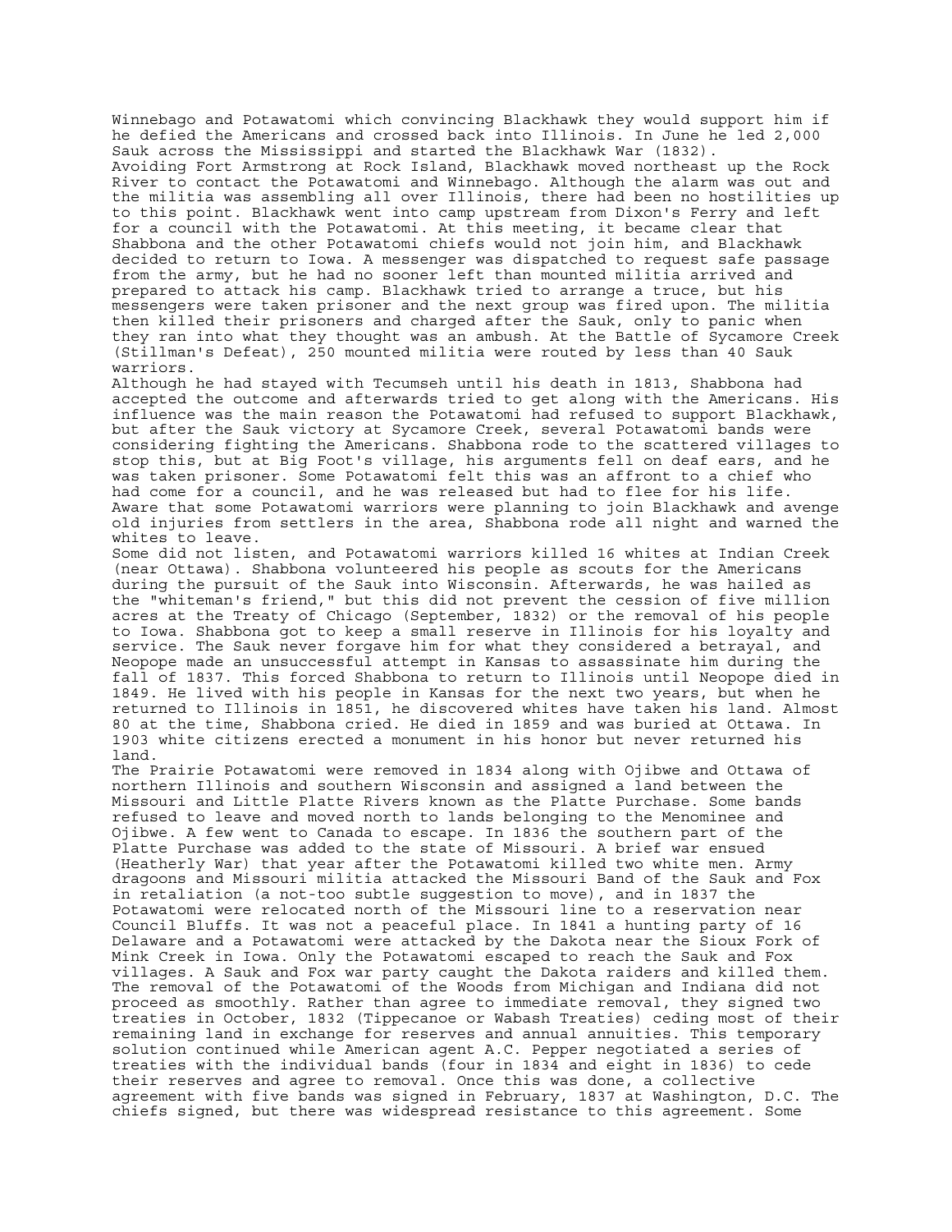Winnebago and Potawatomi which convincing Blackhawk they would support him if he defied the Americans and crossed back into Illinois. In June he led 2,000 Sauk across the Mississippi and started the Blackhawk War (1832).

Avoiding Fort Armstrong at Rock Island, Blackhawk moved northeast up the Rock River to contact the Potawatomi and Winnebago. Although the alarm was out and the militia was assembling all over Illinois, there had been no hostilities up to this point. Blackhawk went into camp upstream from Dixon's Ferry and left for a council with the Potawatomi. At this meeting, it became clear that Shabbona and the other Potawatomi chiefs would not join him, and Blackhawk decided to return to Iowa. A messenger was dispatched to request safe passage from the army, but he had no sooner left than mounted militia arrived and prepared to attack his camp. Blackhawk tried to arrange a truce, but his messengers were taken prisoner and the next group was fired upon. The militia then killed their prisoners and charged after the Sauk, only to panic when they ran into what they thought was an ambush. At the Battle of Sycamore Creek (Stillman's Defeat), 250 mounted militia were routed by less than 40 Sauk warriors.

Although he had stayed with Tecumseh until his death in 1813, Shabbona had accepted the outcome and afterwards tried to get along with the Americans. His influence was the main reason the Potawatomi had refused to support Blackhawk, but after the Sauk victory at Sycamore Creek, several Potawatomi bands were considering fighting the Americans. Shabbona rode to the scattered villages to stop this, but at Big Foot's village, his arguments fell on deaf ears, and he was taken prisoner. Some Potawatomi felt this was an affront to a chief who had come for a council, and he was released but had to flee for his life. Aware that some Potawatomi warriors were planning to join Blackhawk and avenge old injuries from settlers in the area, Shabbona rode all night and warned the whites to leave.

Some did not listen, and Potawatomi warriors killed 16 whites at Indian Creek (near Ottawa). Shabbona volunteered his people as scouts for the Americans during the pursuit of the Sauk into Wisconsin. Afterwards, he was hailed as the "whiteman's friend," but this did not prevent the cession of five million acres at the Treaty of Chicago (September, 1832) or the removal of his people to Iowa. Shabbona got to keep a small reserve in Illinois for his loyalty and service. The Sauk never forgave him for what they considered a betrayal, and Neopope made an unsuccessful attempt in Kansas to assassinate him during the fall of 1837. This forced Shabbona to return to Illinois until Neopope died in 1849. He lived with his people in Kansas for the next two years, but when he returned to Illinois in 1851, he discovered whites have taken his land. Almost 80 at the time, Shabbona cried. He died in 1859 and was buried at Ottawa. In 1903 white citizens erected a monument in his honor but never returned his land.

The Prairie Potawatomi were removed in 1834 along with Ojibwe and Ottawa of northern Illinois and southern Wisconsin and assigned a land between the Missouri and Little Platte Rivers known as the Platte Purchase. Some bands refused to leave and moved north to lands belonging to the Menominee and Ojibwe. A few went to Canada to escape. In 1836 the southern part of the Platte Purchase was added to the state of Missouri. A brief war ensued (Heatherly War) that year after the Potawatomi killed two white men. Army dragoons and Missouri militia attacked the Missouri Band of the Sauk and Fox in retaliation (a not-too subtle suggestion to move), and in 1837 the Potawatomi were relocated north of the Missouri line to a reservation near Council Bluffs. It was not a peaceful place. In 1841 a hunting party of 16 Delaware and a Potawatomi were attacked by the Dakota near the Sioux Fork of Mink Creek in Iowa. Only the Potawatomi escaped to reach the Sauk and Fox villages. A Sauk and Fox war party caught the Dakota raiders and killed them. The removal of the Potawatomi of the Woods from Michigan and Indiana did not proceed as smoothly. Rather than agree to immediate removal, they signed two treaties in October, 1832 (Tippecanoe or Wabash Treaties) ceding most of their remaining land in exchange for reserves and annual annuities. This temporary solution continued while American agent A.C. Pepper negotiated a series of treaties with the individual bands (four in 1834 and eight in 1836) to cede their reserves and agree to removal. Once this was done, a collective agreement with five bands was signed in February, 1837 at Washington, D.C. The chiefs signed, but there was widespread resistance to this agreement. Some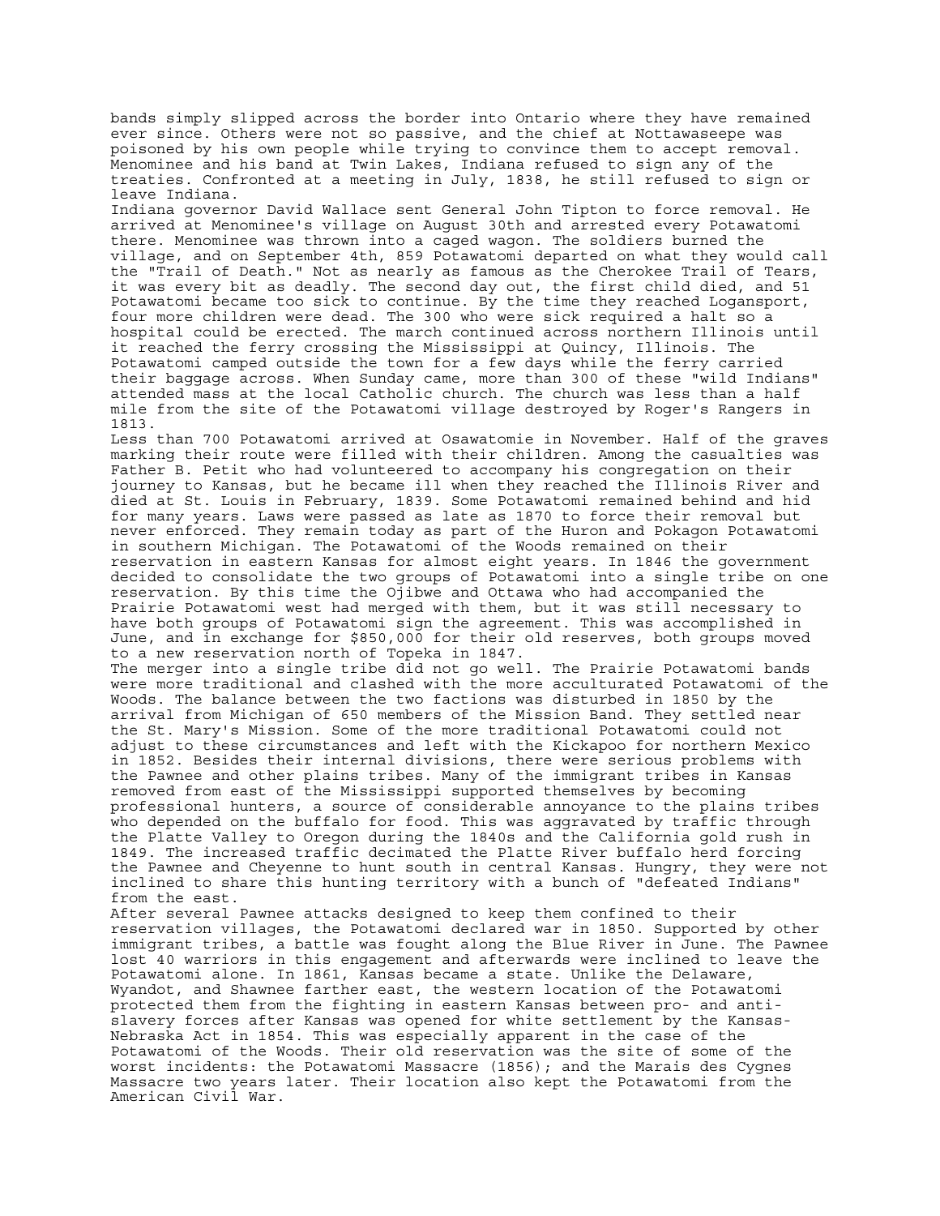bands simply slipped across the border into Ontario where they have remained ever since. Others were not so passive, and the chief at Nottawaseepe was poisoned by his own people while trying to convince them to accept removal. Menominee and his band at Twin Lakes, Indiana refused to sign any of the treaties. Confronted at a meeting in July, 1838, he still refused to sign or leave Indiana.

Indiana governor David Wallace sent General John Tipton to force removal. He arrived at Menominee's village on August 30th and arrested every Potawatomi there. Menominee was thrown into a caged wagon. The soldiers burned the village, and on September 4th, 859 Potawatomi departed on what they would call the "Trail of Death." Not as nearly as famous as the Cherokee Trail of Tears, it was every bit as deadly. The second day out, the first child died, and 51 Potawatomi became too sick to continue. By the time they reached Logansport, four more children were dead. The 300 who were sick required a halt so a hospital could be erected. The march continued across northern Illinois until it reached the ferry crossing the Mississippi at Quincy, Illinois. The Potawatomi camped outside the town for a few days while the ferry carried their baggage across. When Sunday came, more than 300 of these "wild Indians" attended mass at the local Catholic church. The church was less than a half mile from the site of the Potawatomi village destroyed by Roger's Rangers in 1813.

Less than 700 Potawatomi arrived at Osawatomie in November. Half of the graves marking their route were filled with their children. Among the casualties was Father B. Petit who had volunteered to accompany his congregation on their journey to Kansas, but he became ill when they reached the Illinois River and died at St. Louis in February, 1839. Some Potawatomi remained behind and hid for many years. Laws were passed as late as 1870 to force their removal but never enforced. They remain today as part of the Huron and Pokagon Potawatomi in southern Michigan. The Potawatomi of the Woods remained on their reservation in eastern Kansas for almost eight years. In 1846 the government decided to consolidate the two groups of Potawatomi into a single tribe on one reservation. By this time the Ojibwe and Ottawa who had accompanied the Prairie Potawatomi west had merged with them, but it was still necessary to have both groups of Potawatomi sign the agreement. This was accomplished in June, and in exchange for $850,000 for their old reserves, both groups moved to a new reservation north of Topeka in 1847.

The merger into a single tribe did not go well. The Prairie Potawatomi bands were more traditional and clashed with the more acculturated Potawatomi of the Woods. The balance between the two factions was disturbed in 1850 by the arrival from Michigan of 650 members of the Mission Band. They settled near the St. Mary's Mission. Some of the more traditional Potawatomi could not adjust to these circumstances and left with the Kickapoo for northern Mexico in 1852. Besides their internal divisions, there were serious problems with the Pawnee and other plains tribes. Many of the immigrant tribes in Kansas removed from east of the Mississippi supported themselves by becoming professional hunters, a source of considerable annoyance to the plains tribes who depended on the buffalo for food. This was aggravated by traffic through the Platte Valley to Oregon during the 1840s and the California gold rush in 1849. The increased traffic decimated the Platte River buffalo herd forcing the Pawnee and Cheyenne to hunt south in central Kansas. Hungry, they were not inclined to share this hunting territory with a bunch of "defeated Indians" from the east.

After several Pawnee attacks designed to keep them confined to their reservation villages, the Potawatomi declared war in 1850. Supported by other immigrant tribes, a battle was fought along the Blue River in June. The Pawnee lost 40 warriors in this engagement and afterwards were inclined to leave the Potawatomi alone. In 1861, Kansas became a state. Unlike the Delaware, Wyandot, and Shawnee farther east, the western location of the Potawatomi protected them from the fighting in eastern Kansas between pro- and anti-slavery forces after Kansas was opened for white settlement by the Kansas-Nebraska Act in 1854. This was especially apparent in the case of the Potawatomi of the Woods. Their old reservation was the site of some of the worst incidents: the Potawatomi Massacre (1856); and the Marais des Cygnes Massacre two years later. Their location also kept the Potawatomi from the American Civil War.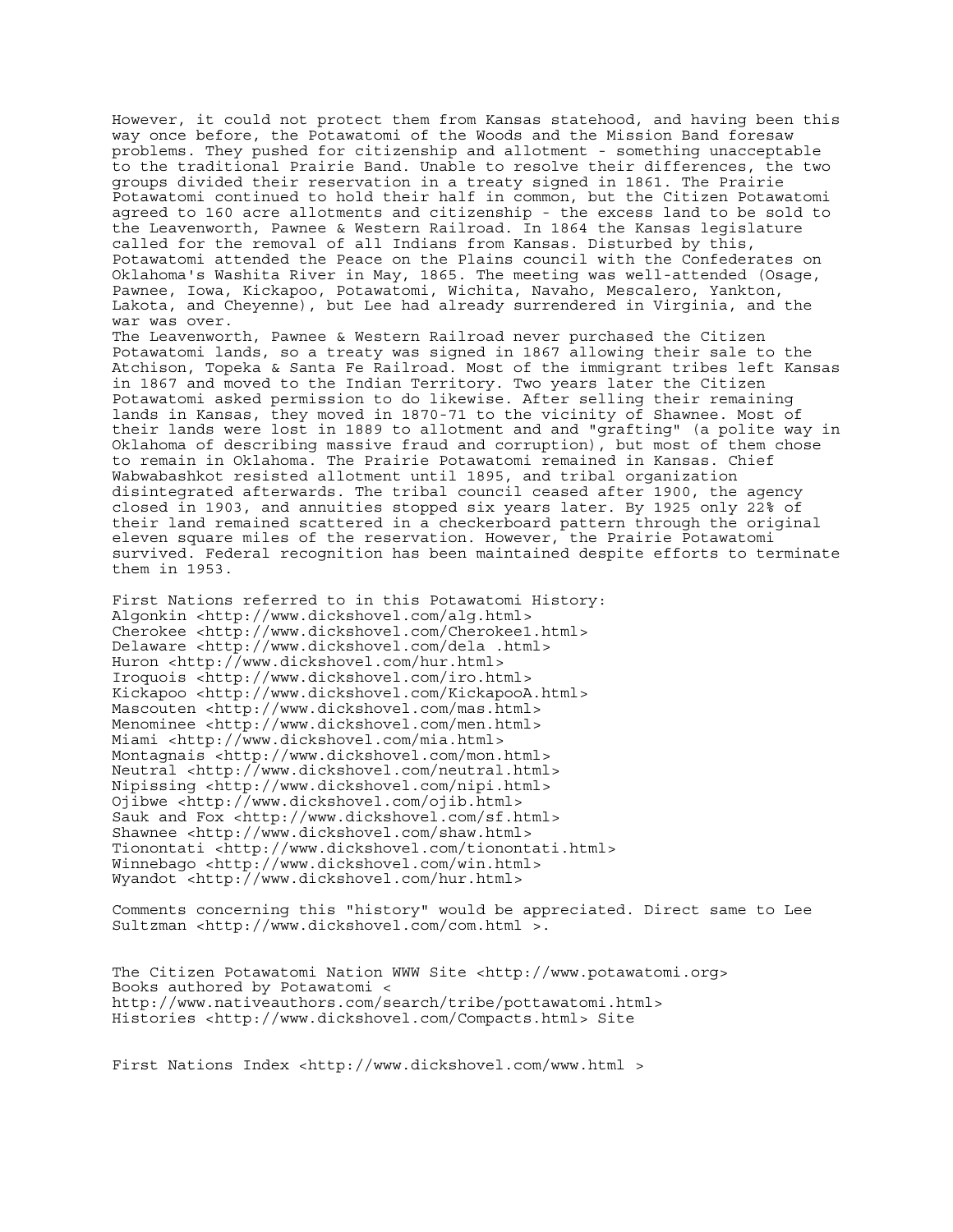However, it could not protect them from Kansas statehood, and having been this way once before, the Potawatomi of the Woods and the Mission Band foresaw problems. They pushed for citizenship and allotment - something unacceptable to the traditional Prairie Band. Unable to resolve their differences, the two groups divided their reservation in a treaty signed in 1861. The Prairie Potawatomi continued to hold their half in common, but the Citizen Potawatomi agreed to 160 acre allotments and citizenship - the excess land to be sold to the Leavenworth, Pawnee & Western Railroad. In 1864 the Kansas legislature called for the removal of all Indians from Kansas. Disturbed by this, Potawatomi attended the Peace on the Plains council with the Confederates on Oklahoma's Washita River in May, 1865. The meeting was well-attended (Osage, Pawnee, Iowa, Kickapoo, Potawatomi, Wichita, Navaho, Mescalero, Yankton, Lakota, and Cheyenne), but Lee had already surrendered in Virginia, and the war was over.

The Leavenworth, Pawnee & Western Railroad never purchased the Citizen Potawatomi lands, so a treaty was signed in 1867 allowing their sale to the Atchison, Topeka & Santa Fe Railroad. Most of the immigrant tribes left Kansas in 1867 and moved to the Indian Territory. Two years later the Citizen Potawatomi asked permission to do likewise. After selling their remaining lands in Kansas, they moved in 1870-71 to the vicinity of Shawnee. Most of their lands were lost in 1889 to allotment and and "grafting" (a polite way in Oklahoma of describing massive fraud and corruption), but most of them chose to remain in Oklahoma. The Prairie Potawatomi remained in Kansas. Chief Wabwabashkot resisted allotment until 1895, and tribal organization disintegrated afterwards. The tribal council ceased after 1900, the agency closed in 1903, and annuities stopped six years later. By 1925 only 22% of their land remained scattered in a checkerboard pattern through the original eleven square miles of the reservation. However, the Prairie Potawatomi survived. Federal recognition has been maintained despite efforts to terminate them in 1953.

First Nations referred to in this Potawatomi History:
Algonkin <http://www.dickshovel.com/alg.html>
Cherokee <http://www.dickshovel.com/Cherokee1.html>
Delaware <http://www.dickshovel.com/dela .html>
Huron <http://www.dickshovel.com/hur.html>
Iroquois <http://www.dickshovel.com/iro.html>
Kickapoo <http://www.dickshovel.com/KickapooA.html>
Mascouten <http://www.dickshovel.com/mas.html>
Menominee <http://www.dickshovel.com/men.html>
Miami <http://www.dickshovel.com/mia.html>
Montagnais <http://www.dickshovel.com/mon.html>
Neutral <http://www.dickshovel.com/neutral.html>
Nipissing <http://www.dickshovel.com/nipi.html>
Ojibwe <http://www.dickshovel.com/ojib.html>
Sauk and Fox <http://www.dickshovel.com/sf.html>
Shawnee <http://www.dickshovel.com/shaw.html>
Tionontati <http://www.dickshovel.com/tionontati.html>
Winnebago <http://www.dickshovel.com/win.html>
Wyandot <http://www.dickshovel.com/hur.html>

Comments concerning this "history" would be appreciated. Direct same to Lee Sultzman <http://www.dickshovel.com/com.html >.

The Citizen Potawatomi Nation WWW Site <http://www.potawatomi.org>
Books authored by Potawatomi <
http://www.nativeauthors.com/search/tribe/pottawatomi.html>
Histories <http://www.dickshovel.com/Compacts.html> Site

First Nations Index <http://www.dickshovel.com/www.html >